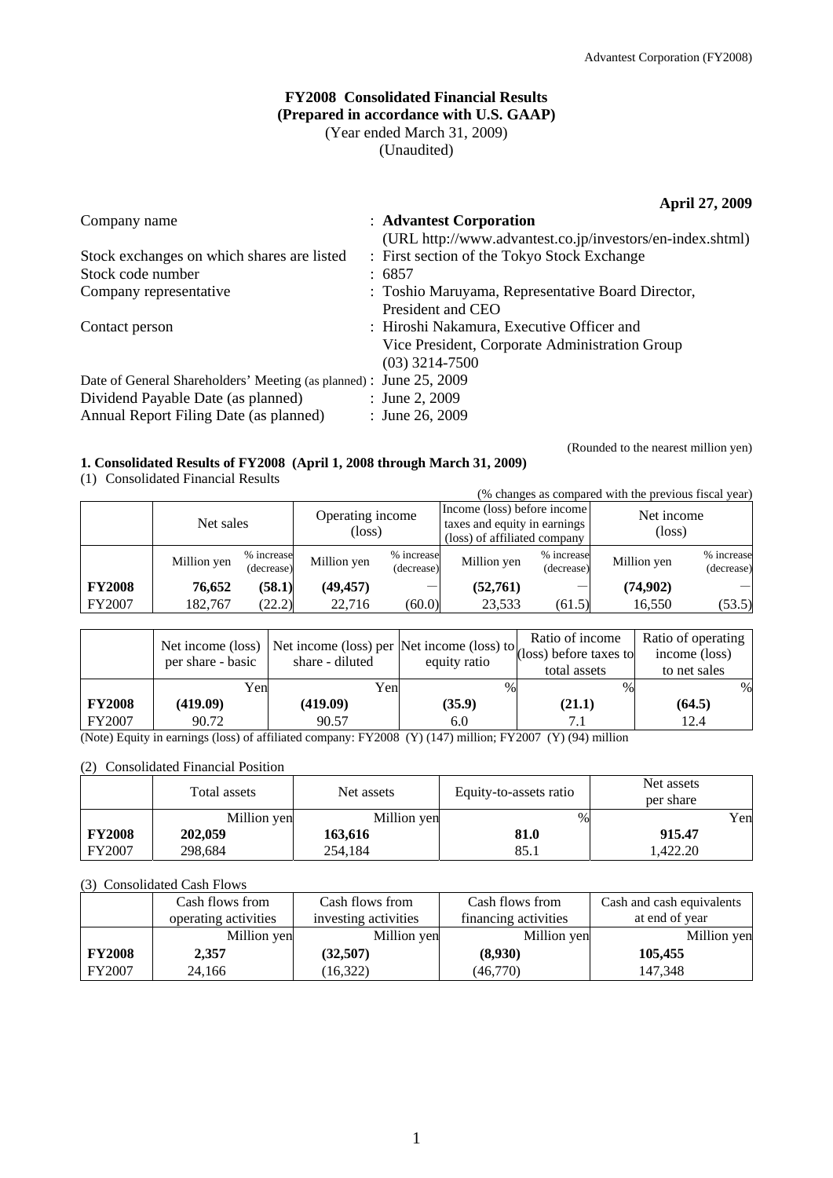# FY2008 Consolidated Financial Results
## (Prepared in accordance with U.S. GAAP)

(Year ended March 31, 2009)
(Unaudited)

**April 27, 2009**

| | |
|---|---|
| Company name | : **Advantest Corporation** (URL http://www.advantest.co.jp/investors/en-index.shtml) |
| Stock exchanges on which shares are listed | : First section of the Tokyo Stock Exchange |
| Stock code number | : 6857 |
| Company representative | : Toshio Maruyama, Representative Board Director, President and CEO |
| Contact person | : Hiroshi Nakamura, Executive Officer and Vice President, Corporate Administration Group (03) 3214-7500 |
| Date of General Shareholders' Meeting (as planned) | : June 25, 2009 |
| Dividend Payable Date (as planned) | : June 2, 2009 |
| Annual Report Filing Date (as planned) | : June 26, 2009 |

(Rounded to the nearest million yen)

### 1. Consolidated Results of FY2008 (April 1, 2008 through March 31, 2009)

(1) Consolidated Financial Results

(% changes as compared with the previous fiscal year)

| | Net sales | | Operating income (loss) | | Income (loss) before income taxes and equity in earnings (loss) of affiliated company | | Net income (loss) | |
|---|---|---|---|---|---|---|---|---|
| | Million yen | % increase (decrease) | Million yen | % increase (decrease) | Million yen | % increase (decrease) | Million yen | % increase (decrease) |
| **FY2008** | **76,652** | **(58.1)** | **(49,457)** | — | **(52,761)** | — | **(74,902)** | — |
| FY2007 | 182,767 | (22.2) | 22,716 | (60.0) | 23,533 | (61.5) | 16,550 | (53.5) |

| | Net income (loss) per share - basic | Net income (loss) per share - diluted | Net income (loss) to equity ratio | Ratio of income (loss) before taxes to total assets | Ratio of operating income (loss) to net sales |
|---|---|---|---|---|---|
| | Yen | Yen | % | % | % |
| **FY2008** | **(419.09)** | **(419.09)** | **(35.9)** | **(21.1)** | **(64.5)** |
| FY2007 | 90.72 | 90.57 | 6.0 | 7.1 | 12.4 |

(Note) Equity in earnings (loss) of affiliated company: FY2008 (Y) (147) million; FY2007 (Y) (94) million

(2) Consolidated Financial Position

| | Total assets | Net assets | Equity-to-assets ratio | Net assets per share |
|---|---|---|---|---|
| | Million yen | Million yen | % | Yen |
| **FY2008** | **202,059** | **163,616** | **81.0** | **915.47** |
| FY2007 | 298,684 | 254,184 | 85.1 | 1,422.20 |

(3) Consolidated Cash Flows

| | Cash flows from operating activities | Cash flows from investing activities | Cash flows from financing activities | Cash and cash equivalents at end of year |
|---|---|---|---|---|
| | Million yen | Million yen | Million yen | Million yen |
| **FY2008** | **2,357** | **(32,507)** | **(8,930)** | **105,455** |
| FY2007 | 24,166 | (16,322) | (46,770) | 147,348 |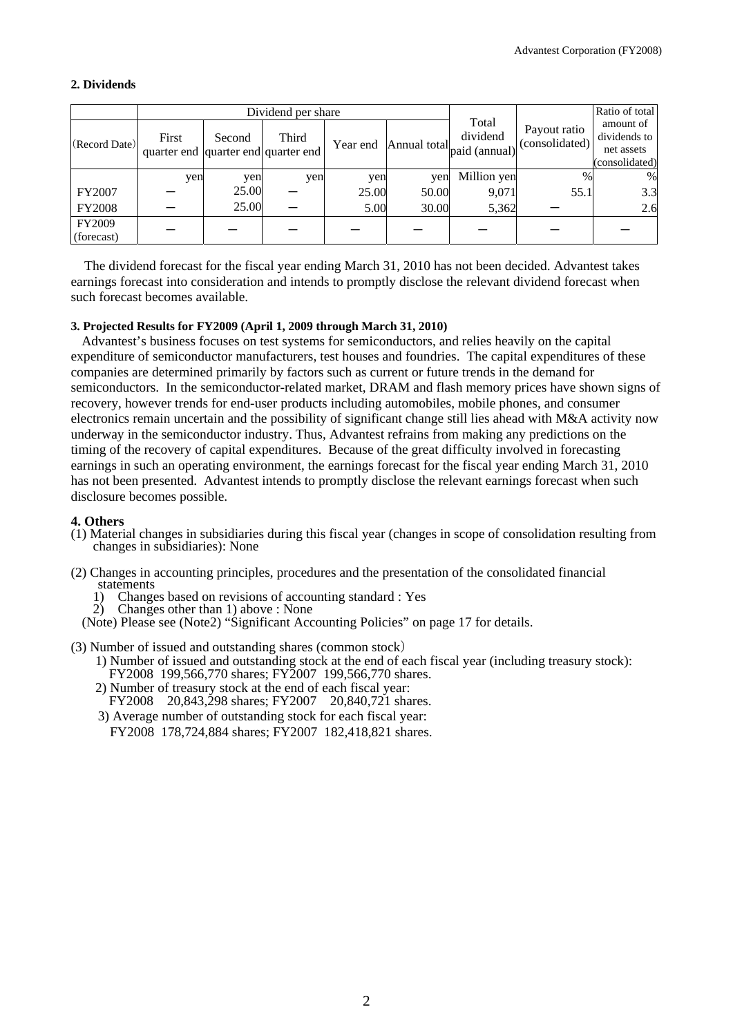**2. Dividends**

| (Record Date) | Dividend per share | | | | | Total dividend paid (annual) | Payout ratio (consolidated) | Ratio of total amount of dividends to net assets (consolidated) |
|---|---|---|---|---|---|---|---|---|
| | First quarter end | Second quarter end | Third quarter end | Year end | Annual total | | | |
| | yen | yen | yen | yen | yen | Million yen | % | % |
| FY2007 | ― | 25.00 | ― | 25.00 | 50.00 | 9,071 | 55.1 | 3.3 |
| FY2008 | ― | 25.00 | ― | 5.00 | 30.00 | 5,362 | ― | 2.6 |
| FY2009 (forecast) | ― | ― | ― | ― | ― | ― | ― | ― |

The dividend forecast for the fiscal year ending March 31, 2010 has not been decided. Advantest takes earnings forecast into consideration and intends to promptly disclose the relevant dividend forecast when such forecast becomes available.

**3. Projected Results for FY2009 (April 1, 2009 through March 31, 2010)**

Advantest's business focuses on test systems for semiconductors, and relies heavily on the capital expenditure of semiconductor manufacturers, test houses and foundries. The capital expenditures of these companies are determined primarily by factors such as current or future trends in the demand for semiconductors. In the semiconductor-related market, DRAM and flash memory prices have shown signs of recovery, however trends for end-user products including automobiles, mobile phones, and consumer electronics remain uncertain and the possibility of significant change still lies ahead with M&A activity now underway in the semiconductor industry. Thus, Advantest refrains from making any predictions on the timing of the recovery of capital expenditures. Because of the great difficulty involved in forecasting earnings in such an operating environment, the earnings forecast for the fiscal year ending March 31, 2010 has not been presented. Advantest intends to promptly disclose the relevant earnings forecast when such disclosure becomes possible.

**4. Others**

(1) Material changes in subsidiaries during this fiscal year (changes in scope of consolidation resulting from changes in subsidiaries): None

(2) Changes in accounting principles, procedures and the presentation of the consolidated financial statements
  1) Changes based on revisions of accounting standard : Yes
  2) Changes other than 1) above : None
  (Note) Please see (Note2) "Significant Accounting Policies" on page 17 for details.

(3) Number of issued and outstanding shares (common stock)
  1) Number of issued and outstanding stock at the end of each fiscal year (including treasury stock): FY2008 199,566,770 shares; FY2007 199,566,770 shares.
  2) Number of treasury stock at the end of each fiscal year: FY2008 20,843,298 shares; FY2007 20,840,721 shares.
  3) Average number of outstanding stock for each fiscal year: FY2008 178,724,884 shares; FY2007 182,418,821 shares.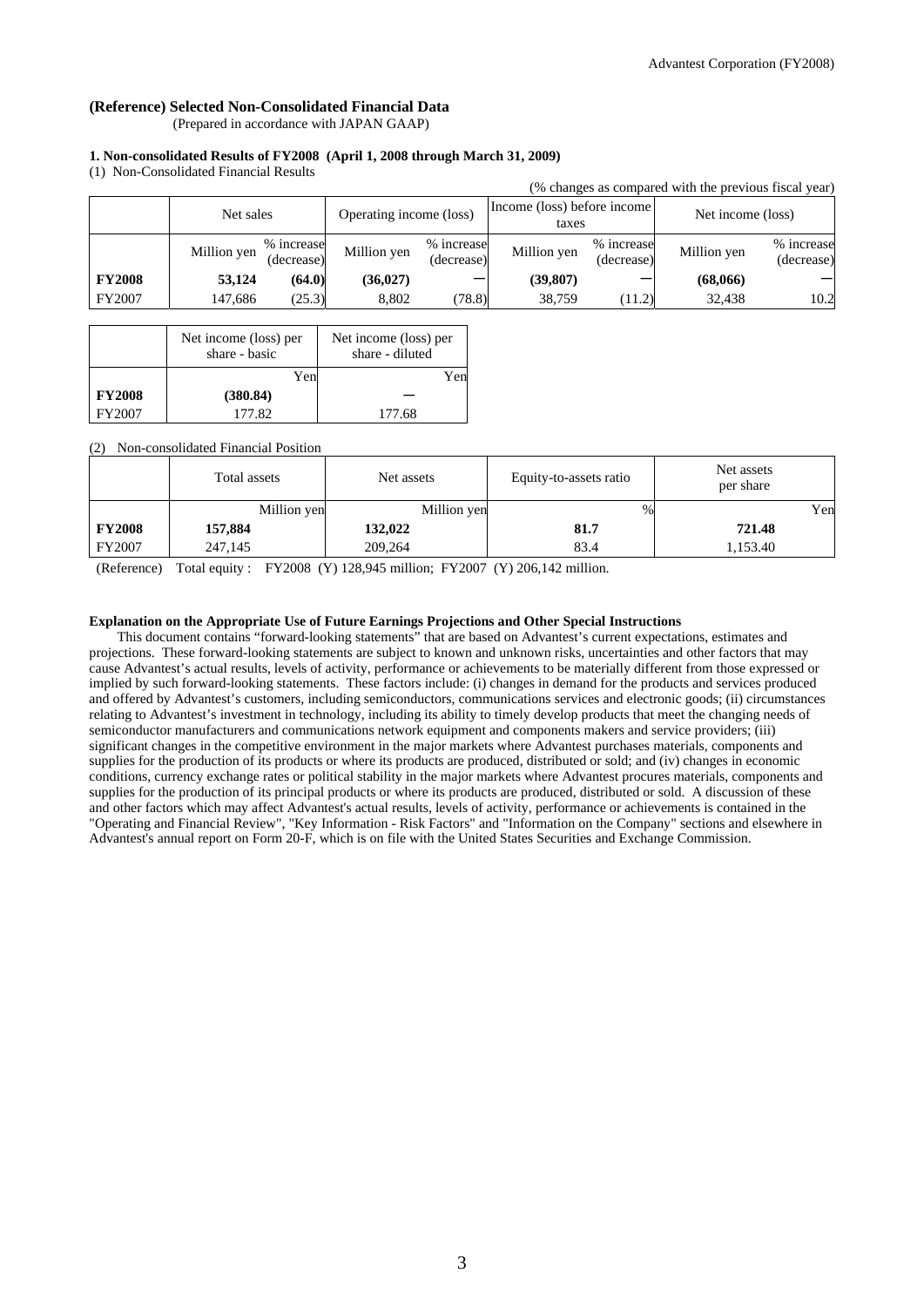### (Reference) Selected Non-Consolidated Financial Data

(Prepared in accordance with JAPAN GAAP)

#### 1. Non-consolidated Results of FY2008 (April 1, 2008 through March 31, 2009)

(1) Non-Consolidated Financial Results

(% changes as compared with the previous fiscal year)

| | Net sales | | Operating income (loss) | | Income (loss) before income taxes | | Net income (loss) | |
|---|---|---|---|---|---|---|---|---|
| | Million yen | % increase (decrease) | Million yen | % increase (decrease) | Million yen | % increase (decrease) | Million yen | % increase (decrease) |
| **FY2008** | **53,124** | **(64.0)** | **(36,027)** | ― | **(39,807)** | ― | **(68,066)** | ― |
| FY2007 | 147,686 | (25.3) | 8,802 | (78.8) | 38,759 | (11.2) | 32,438 | 10.2 |

| | Net income (loss) per share - basic | Net income (loss) per share - diluted |
|---|---|---|
| | Yen | Yen |
| **FY2008** | **(380.84)** | ― |
| FY2007 | 177.82 | 177.68 |

(2) Non-consolidated Financial Position

| | Total assets | Net assets | Equity-to-assets ratio | Net assets per share |
|---|---|---|---|---|
| | Million yen | Million yen | % | Yen |
| **FY2008** | **157,884** | **132,022** | **81.7** | **721.48** |
| FY2007 | 247,145 | 209,264 | 83.4 | 1,153.40 |

(Reference) Total equity : FY2008 (Y) 128,945 million; FY2007 (Y) 206,142 million.

**Explanation on the Appropriate Use of Future Earnings Projections and Other Special Instructions**

This document contains "forward-looking statements" that are based on Advantest's current expectations, estimates and projections. These forward-looking statements are subject to known and unknown risks, uncertainties and other factors that may cause Advantest's actual results, levels of activity, performance or achievements to be materially different from those expressed or implied by such forward-looking statements. These factors include: (i) changes in demand for the products and services produced and offered by Advantest's customers, including semiconductors, communications services and electronic goods; (ii) circumstances relating to Advantest's investment in technology, including its ability to timely develop products that meet the changing needs of semiconductor manufacturers and communications network equipment and components makers and service providers; (iii) significant changes in the competitive environment in the major markets where Advantest purchases materials, components and supplies for the production of its products or where its products are produced, distributed or sold; and (iv) changes in economic conditions, currency exchange rates or political stability in the major markets where Advantest procures materials, components and supplies for the production of its principal products or where its products are produced, distributed or sold. A discussion of these and other factors which may affect Advantest's actual results, levels of activity, performance or achievements is contained in the "Operating and Financial Review", "Key Information - Risk Factors" and "Information on the Company" sections and elsewhere in Advantest's annual report on Form 20-F, which is on file with the United States Securities and Exchange Commission.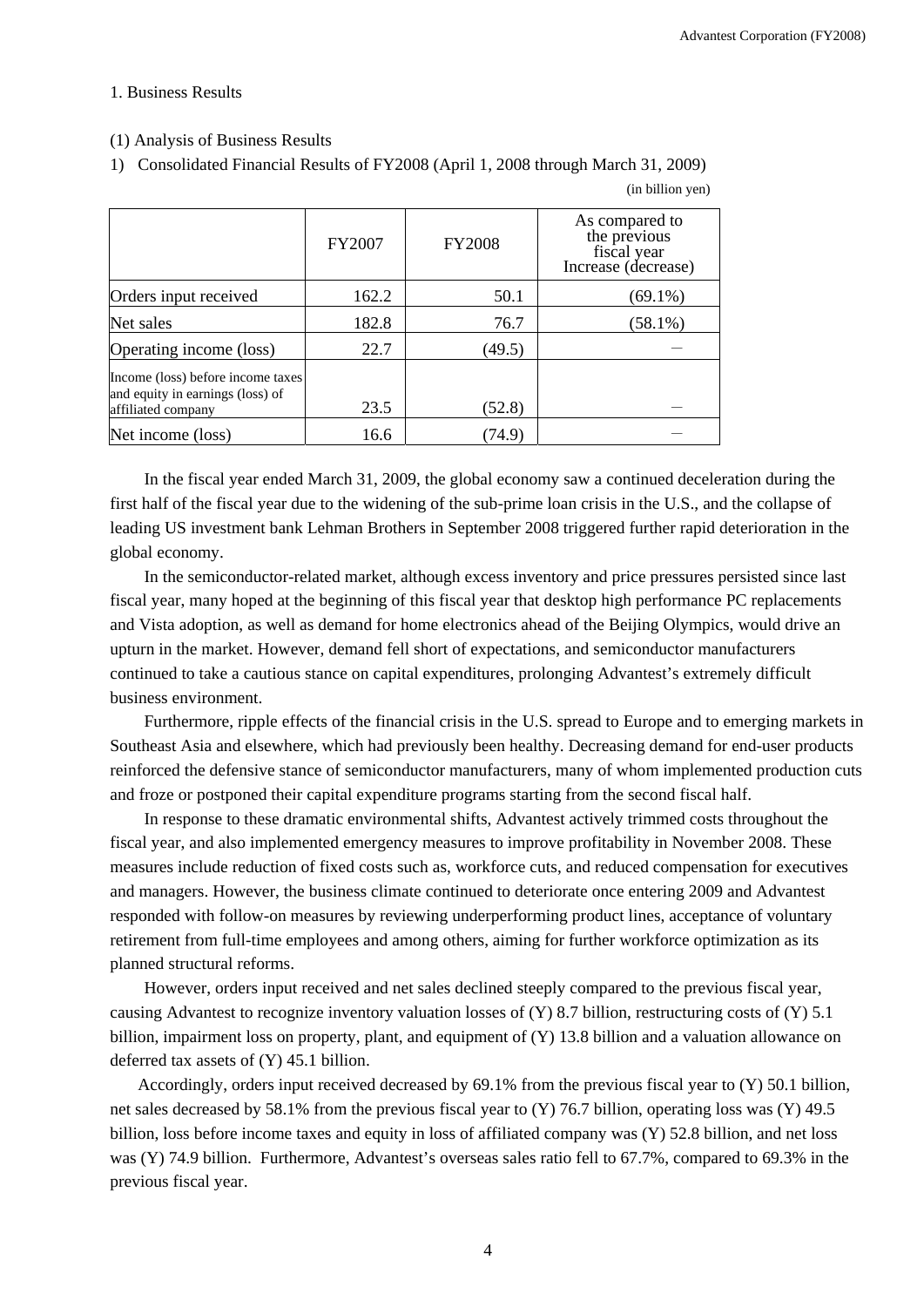## 1. Business Results

### (1) Analysis of Business Results

1) Consolidated Financial Results of FY2008 (April 1, 2008 through March 31, 2009)

(in billion yen)

| | FY2007 | FY2008 | As compared to the previous fiscal year Increase (decrease) |
|---|---|---|---|
| Orders input received | 162.2 | 50.1 | (69.1%) |
| Net sales | 182.8 | 76.7 | (58.1%) |
| Operating income (loss) | 22.7 | (49.5) | – |
| Income (loss) before income taxes and equity in earnings (loss) of affiliated company | 23.5 | (52.8) | – |
| Net income (loss) | 16.6 | (74.9) | – |

In the fiscal year ended March 31, 2009, the global economy saw a continued deceleration during the first half of the fiscal year due to the widening of the sub-prime loan crisis in the U.S., and the collapse of leading US investment bank Lehman Brothers in September 2008 triggered further rapid deterioration in the global economy.

In the semiconductor-related market, although excess inventory and price pressures persisted since last fiscal year, many hoped at the beginning of this fiscal year that desktop high performance PC replacements and Vista adoption, as well as demand for home electronics ahead of the Beijing Olympics, would drive an upturn in the market. However, demand fell short of expectations, and semiconductor manufacturers continued to take a cautious stance on capital expenditures, prolonging Advantest's extremely difficult business environment.

Furthermore, ripple effects of the financial crisis in the U.S. spread to Europe and to emerging markets in Southeast Asia and elsewhere, which had previously been healthy. Decreasing demand for end-user products reinforced the defensive stance of semiconductor manufacturers, many of whom implemented production cuts and froze or postponed their capital expenditure programs starting from the second fiscal half.

In response to these dramatic environmental shifts, Advantest actively trimmed costs throughout the fiscal year, and also implemented emergency measures to improve profitability in November 2008. These measures include reduction of fixed costs such as, workforce cuts, and reduced compensation for executives and managers. However, the business climate continued to deteriorate once entering 2009 and Advantest responded with follow-on measures by reviewing underperforming product lines, acceptance of voluntary retirement from full-time employees and among others, aiming for further workforce optimization as its planned structural reforms.

However, orders input received and net sales declined steeply compared to the previous fiscal year, causing Advantest to recognize inventory valuation losses of (Y) 8.7 billion, restructuring costs of (Y) 5.1 billion, impairment loss on property, plant, and equipment of (Y) 13.8 billion and a valuation allowance on deferred tax assets of (Y) 45.1 billion.

Accordingly, orders input received decreased by 69.1% from the previous fiscal year to (Y) 50.1 billion, net sales decreased by 58.1% from the previous fiscal year to (Y) 76.7 billion, operating loss was (Y) 49.5 billion, loss before income taxes and equity in loss of affiliated company was (Y) 52.8 billion, and net loss was (Y) 74.9 billion. Furthermore, Advantest's overseas sales ratio fell to 67.7%, compared to 69.3% in the previous fiscal year.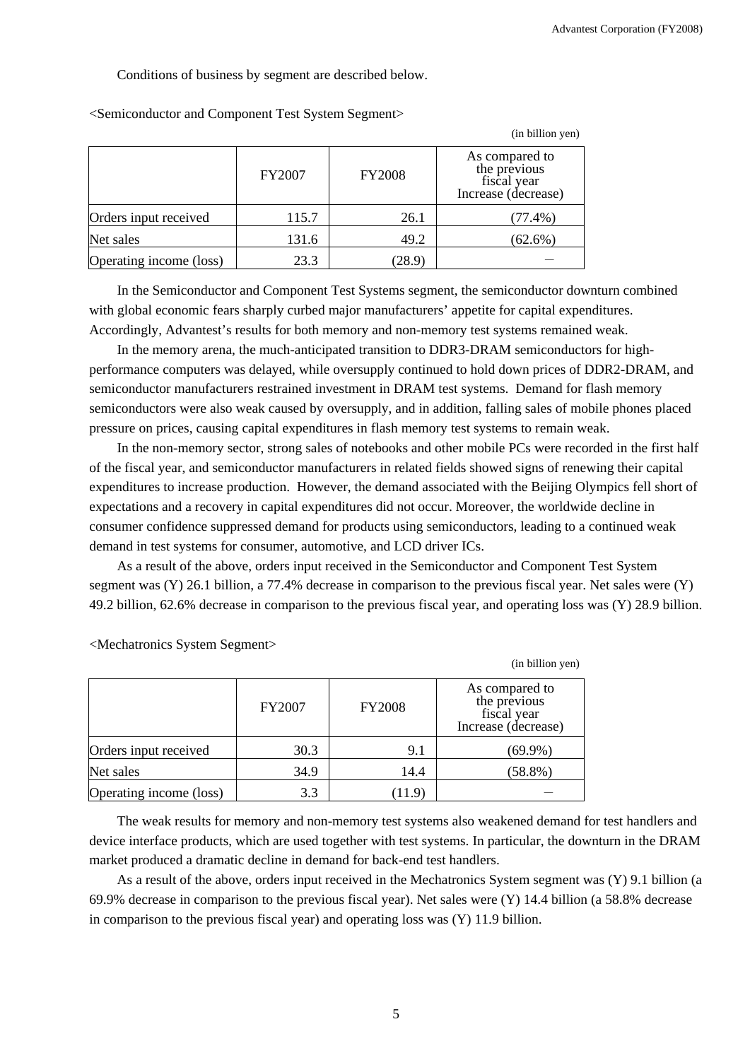Conditions of business by segment are described below.

<Semiconductor and Component Test System Segment>

(in billion yen)

| | FY2007 | FY2008 | As compared to the previous fiscal year Increase (decrease) |
|---|---|---|---|
| Orders input received | 115.7 | 26.1 | (77.4%) |
| Net sales | 131.6 | 49.2 | (62.6%) |
| Operating income (loss) | 23.3 | (28.9) | — |

In the Semiconductor and Component Test Systems segment, the semiconductor downturn combined with global economic fears sharply curbed major manufacturers' appetite for capital expenditures. Accordingly, Advantest's results for both memory and non-memory test systems remained weak.

In the memory arena, the much-anticipated transition to DDR3-DRAM semiconductors for high-performance computers was delayed, while oversupply continued to hold down prices of DDR2-DRAM, and semiconductor manufacturers restrained investment in DRAM test systems. Demand for flash memory semiconductors were also weak caused by oversupply, and in addition, falling sales of mobile phones placed pressure on prices, causing capital expenditures in flash memory test systems to remain weak.

In the non-memory sector, strong sales of notebooks and other mobile PCs were recorded in the first half of the fiscal year, and semiconductor manufacturers in related fields showed signs of renewing their capital expenditures to increase production. However, the demand associated with the Beijing Olympics fell short of expectations and a recovery in capital expenditures did not occur. Moreover, the worldwide decline in consumer confidence suppressed demand for products using semiconductors, leading to a continued weak demand in test systems for consumer, automotive, and LCD driver ICs.

As a result of the above, orders input received in the Semiconductor and Component Test System segment was (Y) 26.1 billion, a 77.4% decrease in comparison to the previous fiscal year. Net sales were (Y) 49.2 billion, 62.6% decrease in comparison to the previous fiscal year, and operating loss was (Y) 28.9 billion.

<Mechatronics System Segment>

(in billion yen)

| | FY2007 | FY2008 | As compared to the previous fiscal year Increase (decrease) |
|---|---|---|---|
| Orders input received | 30.3 | 9.1 | (69.9%) |
| Net sales | 34.9 | 14.4 | (58.8%) |
| Operating income (loss) | 3.3 | (11.9) | — |

The weak results for memory and non-memory test systems also weakened demand for test handlers and device interface products, which are used together with test systems. In particular, the downturn in the DRAM market produced a dramatic decline in demand for back-end test handlers.

As a result of the above, orders input received in the Mechatronics System segment was (Y) 9.1 billion (a 69.9% decrease in comparison to the previous fiscal year). Net sales were (Y) 14.4 billion (a 58.8% decrease in comparison to the previous fiscal year) and operating loss was (Y) 11.9 billion.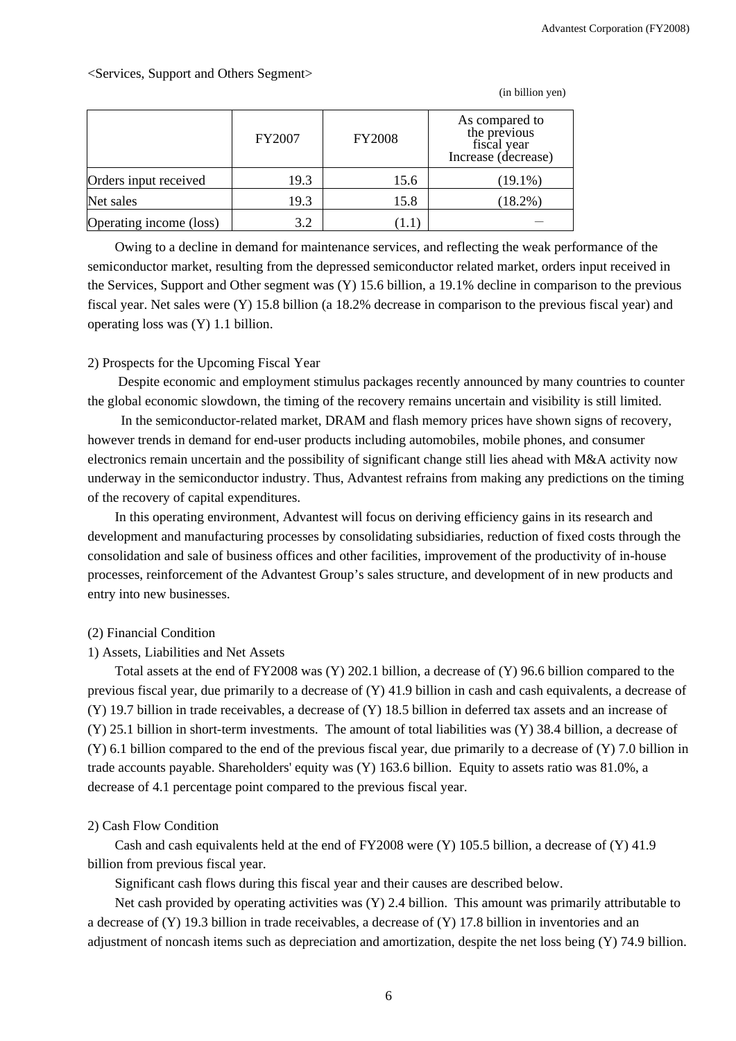<Services, Support and Others Segment>

(in billion yen)

| | FY2007 | FY2008 | As compared to the previous fiscal year Increase (decrease) |
|---|---|---|---|
| Orders input received | 19.3 | 15.6 | (19.1%) |
| Net sales | 19.3 | 15.8 | (18.2%) |
| Operating income (loss) | 3.2 | (1.1) | — |

Owing to a decline in demand for maintenance services, and reflecting the weak performance of the semiconductor market, resulting from the depressed semiconductor related market, orders input received in the Services, Support and Other segment was (Y) 15.6 billion, a 19.1% decline in comparison to the previous fiscal year. Net sales were (Y) 15.8 billion (a 18.2% decrease in comparison to the previous fiscal year) and operating loss was (Y) 1.1 billion.

2) Prospects for the Upcoming Fiscal Year

Despite economic and employment stimulus packages recently announced by many countries to counter the global economic slowdown, the timing of the recovery remains uncertain and visibility is still limited.

In the semiconductor-related market, DRAM and flash memory prices have shown signs of recovery, however trends in demand for end-user products including automobiles, mobile phones, and consumer electronics remain uncertain and the possibility of significant change still lies ahead with M&A activity now underway in the semiconductor industry. Thus, Advantest refrains from making any predictions on the timing of the recovery of capital expenditures.

In this operating environment, Advantest will focus on deriving efficiency gains in its research and development and manufacturing processes by consolidating subsidiaries, reduction of fixed costs through the consolidation and sale of business offices and other facilities, improvement of the productivity of in-house processes, reinforcement of the Advantest Group's sales structure, and development of in new products and entry into new businesses.

(2) Financial Condition

1) Assets, Liabilities and Net Assets

Total assets at the end of FY2008 was (Y) 202.1 billion, a decrease of (Y) 96.6 billion compared to the previous fiscal year, due primarily to a decrease of (Y) 41.9 billion in cash and cash equivalents, a decrease of (Y) 19.7 billion in trade receivables, a decrease of (Y) 18.5 billion in deferred tax assets and an increase of (Y) 25.1 billion in short-term investments. The amount of total liabilities was (Y) 38.4 billion, a decrease of (Y) 6.1 billion compared to the end of the previous fiscal year, due primarily to a decrease of (Y) 7.0 billion in trade accounts payable. Shareholders' equity was (Y) 163.6 billion. Equity to assets ratio was 81.0%, a decrease of 4.1 percentage point compared to the previous fiscal year.

2) Cash Flow Condition

Cash and cash equivalents held at the end of FY2008 were (Y) 105.5 billion, a decrease of (Y) 41.9 billion from previous fiscal year.

Significant cash flows during this fiscal year and their causes are described below.

Net cash provided by operating activities was (Y) 2.4 billion. This amount was primarily attributable to a decrease of (Y) 19.3 billion in trade receivables, a decrease of (Y) 17.8 billion in inventories and an adjustment of noncash items such as depreciation and amortization, despite the net loss being (Y) 74.9 billion.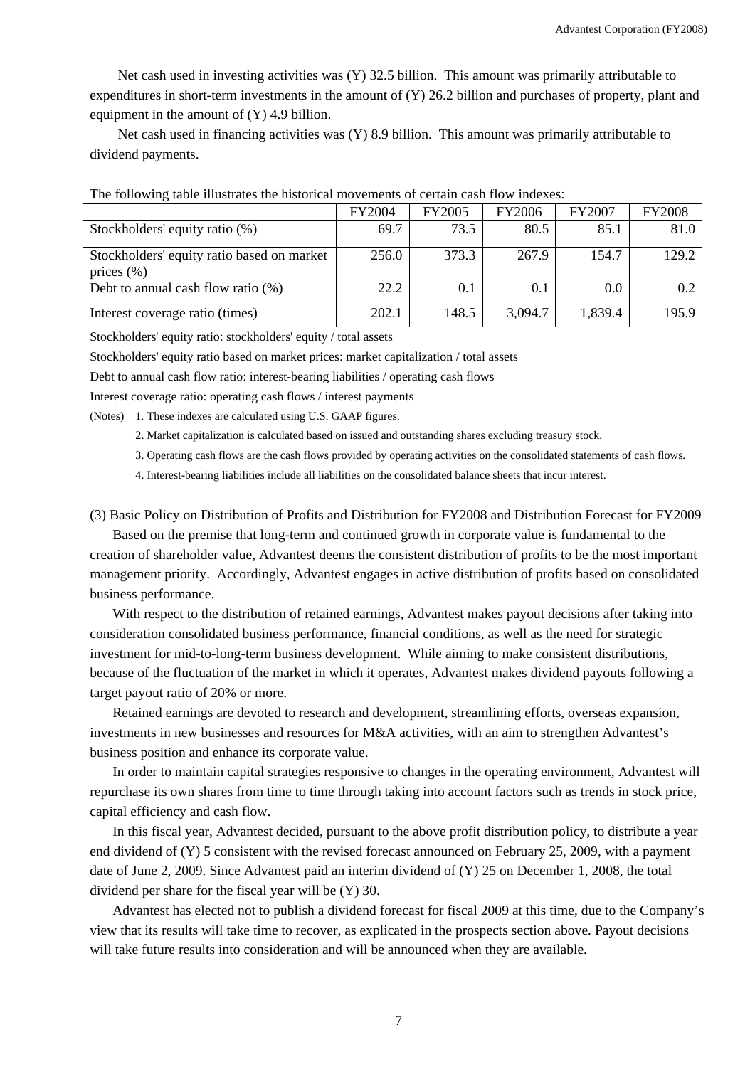Net cash used in investing activities was (Y) 32.5 billion. This amount was primarily attributable to expenditures in short-term investments in the amount of (Y) 26.2 billion and purchases of property, plant and equipment in the amount of (Y) 4.9 billion.

Net cash used in financing activities was (Y) 8.9 billion. This amount was primarily attributable to dividend payments.

The following table illustrates the historical movements of certain cash flow indexes:

| | FY2004 | FY2005 | FY2006 | FY2007 | FY2008 |
|---|---|---|---|---|---|
| Stockholders' equity ratio (%) | 69.7 | 73.5 | 80.5 | 85.1 | 81.0 |
| Stockholders' equity ratio based on market prices (%) | 256.0 | 373.3 | 267.9 | 154.7 | 129.2 |
| Debt to annual cash flow ratio (%) | 22.2 | 0.1 | 0.1 | 0.0 | 0.2 |
| Interest coverage ratio (times) | 202.1 | 148.5 | 3,094.7 | 1,839.4 | 195.9 |

Stockholders' equity ratio: stockholders' equity / total assets

Stockholders' equity ratio based on market prices: market capitalization / total assets

Debt to annual cash flow ratio: interest-bearing liabilities / operating cash flows

Interest coverage ratio: operating cash flows / interest payments

(Notes) 1. These indexes are calculated using U.S. GAAP figures.

2. Market capitalization is calculated based on issued and outstanding shares excluding treasury stock.

3. Operating cash flows are the cash flows provided by operating activities on the consolidated statements of cash flows.

4. Interest-bearing liabilities include all liabilities on the consolidated balance sheets that incur interest.

(3) Basic Policy on Distribution of Profits and Distribution for FY2008 and Distribution Forecast for FY2009

Based on the premise that long-term and continued growth in corporate value is fundamental to the creation of shareholder value, Advantest deems the consistent distribution of profits to be the most important management priority. Accordingly, Advantest engages in active distribution of profits based on consolidated business performance.

With respect to the distribution of retained earnings, Advantest makes payout decisions after taking into consideration consolidated business performance, financial conditions, as well as the need for strategic investment for mid-to-long-term business development. While aiming to make consistent distributions, because of the fluctuation of the market in which it operates, Advantest makes dividend payouts following a target payout ratio of 20% or more.

Retained earnings are devoted to research and development, streamlining efforts, overseas expansion, investments in new businesses and resources for M&A activities, with an aim to strengthen Advantest's business position and enhance its corporate value.

In order to maintain capital strategies responsive to changes in the operating environment, Advantest will repurchase its own shares from time to time through taking into account factors such as trends in stock price, capital efficiency and cash flow.

In this fiscal year, Advantest decided, pursuant to the above profit distribution policy, to distribute a year end dividend of (Y) 5 consistent with the revised forecast announced on February 25, 2009, with a payment date of June 2, 2009. Since Advantest paid an interim dividend of (Y) 25 on December 1, 2008, the total dividend per share for the fiscal year will be (Y) 30.

Advantest has elected not to publish a dividend forecast for fiscal 2009 at this time, due to the Company's view that its results will take time to recover, as explicated in the prospects section above. Payout decisions will take future results into consideration and will be announced when they are available.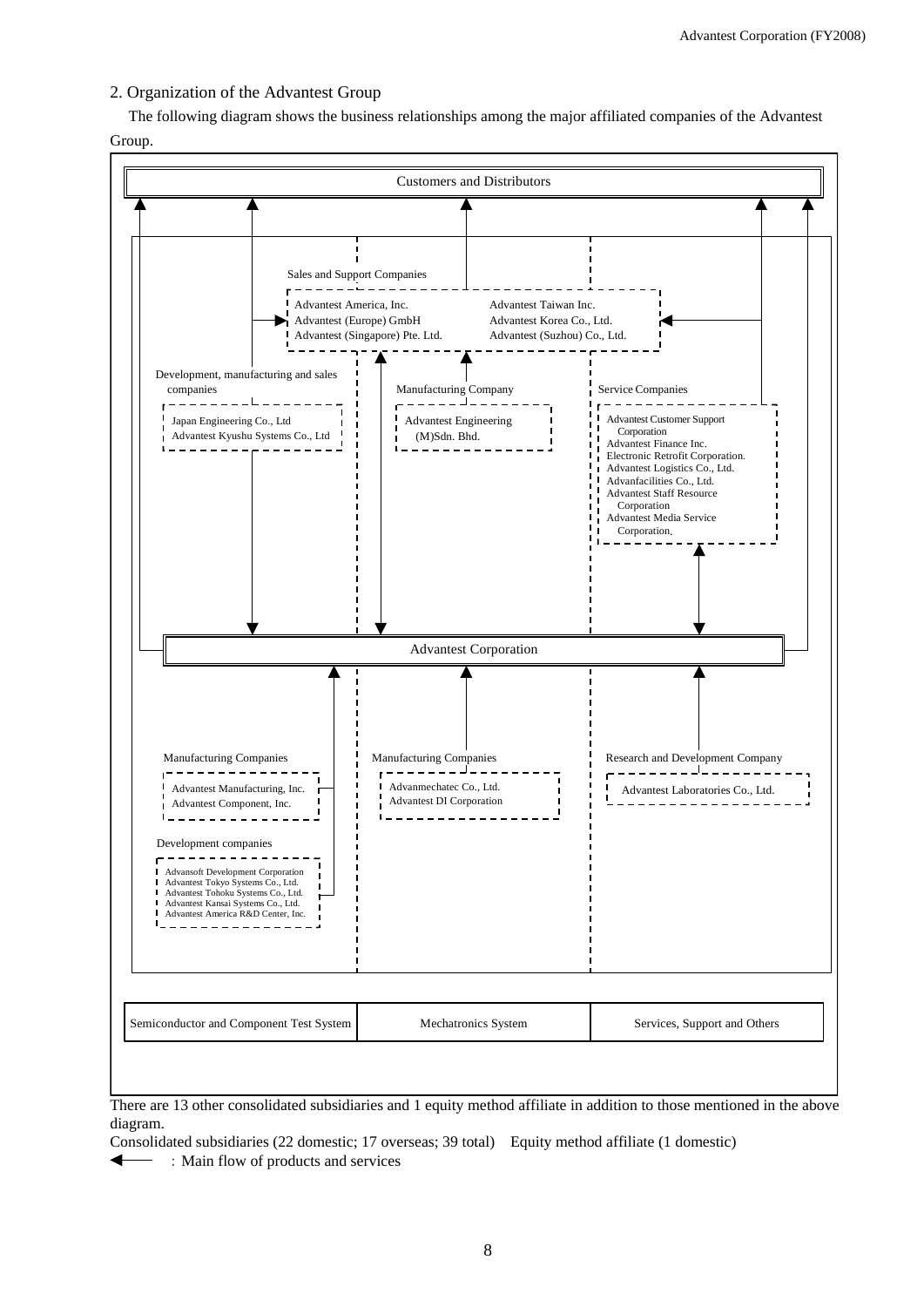## 2. Organization of the Advantest Group

The following diagram shows the business relationships among the major affiliated companies of the Advantest Group.

Customers and Distributors

Sales and Support Companies
- Advantest America, Inc.
- Advantest (Europe) GmbH
- Advantest (Singapore) Pte. Ltd.
- Advantest Taiwan Inc.
- Advantest Korea Co., Ltd.
- Advantest (Suzhou) Co., Ltd.

Development, manufacturing and sales companies
- Japan Engineering Co., Ltd
- Advantest Kyushu Systems Co., Ltd

Manufacturing Company
- Advantest Engineering (M)Sdn. Bhd.

Service Companies
- Advantest Customer Support Corporation
- Advantest Finance Inc.
- Electronic Retrofit Corporation.
- Advantest Logistics Co., Ltd.
- Advanfacilities Co., Ltd.
- Advantest Staff Resource Corporation
- Advantest Media Service Corporation.

Advantest Corporation

Manufacturing Companies
- Advantest Manufacturing, Inc.
- Advantest Component, Inc.

Development companies
- Advansoft Development Corporation
- Advantest Tokyo Systems Co., Ltd.
- Advantest Tohoku Systems Co., Ltd.
- Advantest Kansai Systems Co., Ltd.
- Advantest America R&D Center, Inc.

Manufacturing Companies
- Advanmechatec Co., Ltd.
- Advantest DI Corporation

Research and Development Company
- Advantest Laboratories Co., Ltd.

| Semiconductor and Component Test System | Mechatronics System | Services, Support and Others |
|---|---|---|

There are 13 other consolidated subsidiaries and 1 equity method affiliate in addition to those mentioned in the above diagram.

Consolidated subsidiaries (22 domestic; 17 overseas; 39 total)　Equity method affiliate (1 domestic)

←　: Main flow of products and services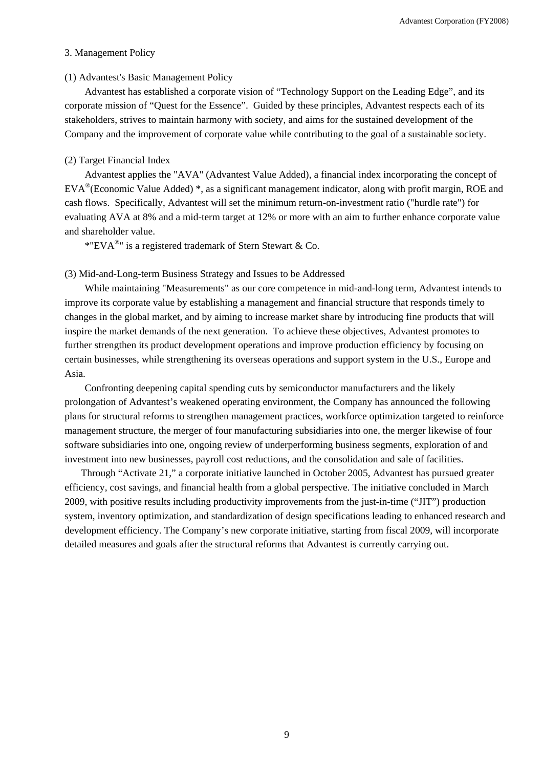## 3. Management Policy

### (1) Advantest's Basic Management Policy

Advantest has established a corporate vision of “Technology Support on the Leading Edge”, and its corporate mission of “Quest for the Essence”. Guided by these principles, Advantest respects each of its stakeholders, strives to maintain harmony with society, and aims for the sustained development of the Company and the improvement of corporate value while contributing to the goal of a sustainable society.

### (2) Target Financial Index

Advantest applies the "AVA" (Advantest Value Added), a financial index incorporating the concept of EVA®(Economic Value Added) *, as a significant management indicator, along with profit margin, ROE and cash flows. Specifically, Advantest will set the minimum return-on-investment ratio ("hurdle rate") for evaluating AVA at 8% and a mid-term target at 12% or more with an aim to further enhance corporate value and shareholder value.

*"EVA®" is a registered trademark of Stern Stewart & Co.

### (3) Mid-and-Long-term Business Strategy and Issues to be Addressed

While maintaining "Measurements" as our core competence in mid-and-long term, Advantest intends to improve its corporate value by establishing a management and financial structure that responds timely to changes in the global market, and by aiming to increase market share by introducing fine products that will inspire the market demands of the next generation. To achieve these objectives, Advantest promotes to further strengthen its product development operations and improve production efficiency by focusing on certain businesses, while strengthening its overseas operations and support system in the U.S., Europe and Asia.

Confronting deepening capital spending cuts by semiconductor manufacturers and the likely prolongation of Advantest’s weakened operating environment, the Company has announced the following plans for structural reforms to strengthen management practices, workforce optimization targeted to reinforce management structure, the merger of four manufacturing subsidiaries into one, the merger likewise of four software subsidiaries into one, ongoing review of underperforming business segments, exploration of and investment into new businesses, payroll cost reductions, and the consolidation and sale of facilities.

Through “Activate 21,” a corporate initiative launched in October 2005, Advantest has pursued greater efficiency, cost savings, and financial health from a global perspective. The initiative concluded in March 2009, with positive results including productivity improvements from the just-in-time (“JIT”) production system, inventory optimization, and standardization of design specifications leading to enhanced research and development efficiency. The Company’s new corporate initiative, starting from fiscal 2009, will incorporate detailed measures and goals after the structural reforms that Advantest is currently carrying out.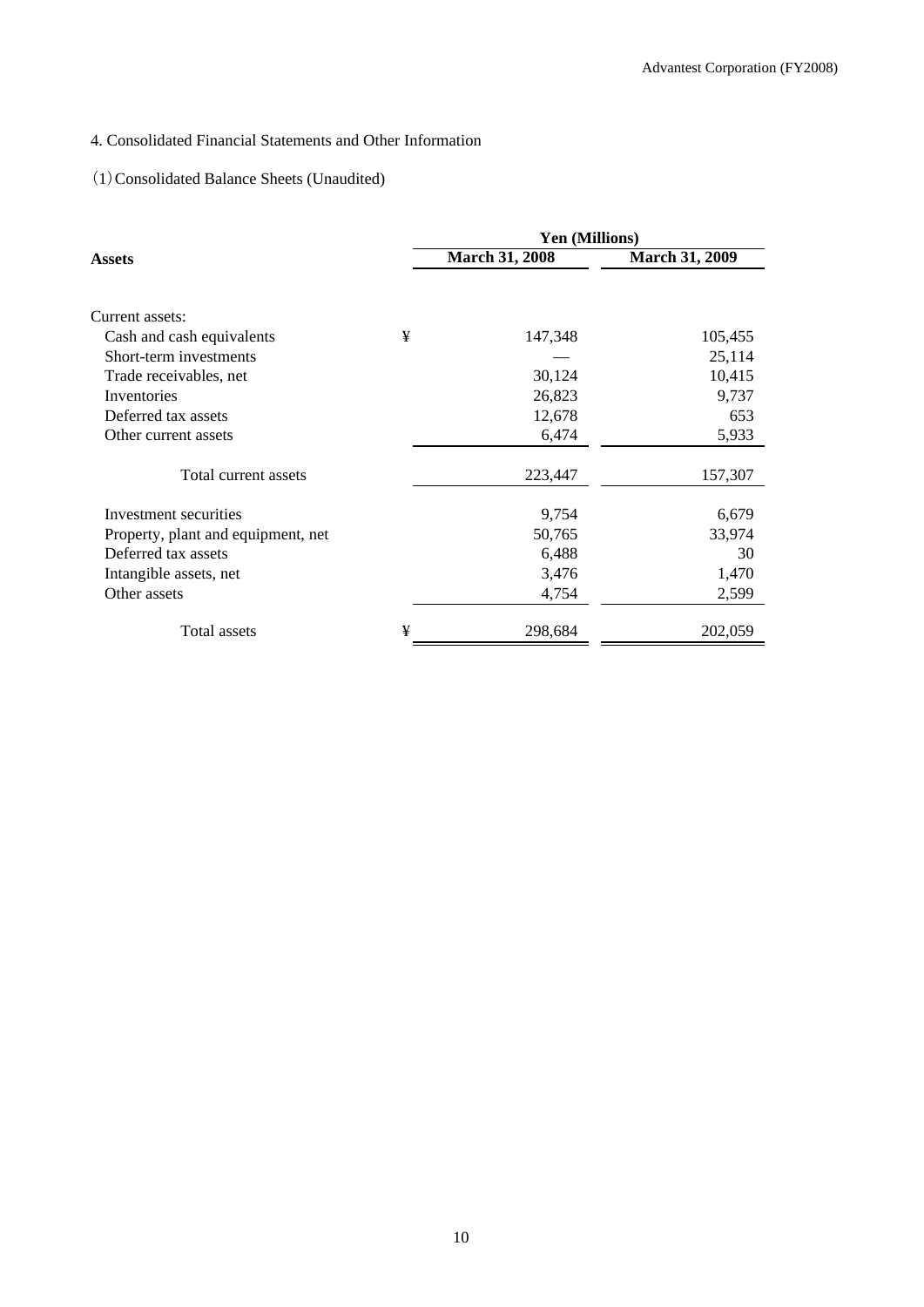4. Consolidated Financial Statements and Other Information

(1) Consolidated Balance Sheets (Unaudited)

| Assets | | Yen (Millions) | |
|---|---|---|---|
| | | March 31, 2008 | March 31, 2009 |
| Current assets: | | | |
| Cash and cash equivalents | ¥ | 147,348 | 105,455 |
| Short-term investments | | — | 25,114 |
| Trade receivables, net | | 30,124 | 10,415 |
| Inventories | | 26,823 | 9,737 |
| Deferred tax assets | | 12,678 | 653 |
| Other current assets | | 6,474 | 5,933 |
| Total current assets | | 223,447 | 157,307 |
| Investment securities | | 9,754 | 6,679 |
| Property, plant and equipment, net | | 50,765 | 33,974 |
| Deferred tax assets | | 6,488 | 30 |
| Intangible assets, net | | 3,476 | 1,470 |
| Other assets | | 4,754 | 2,599 |
| Total assets | ¥ | 298,684 | 202,059 |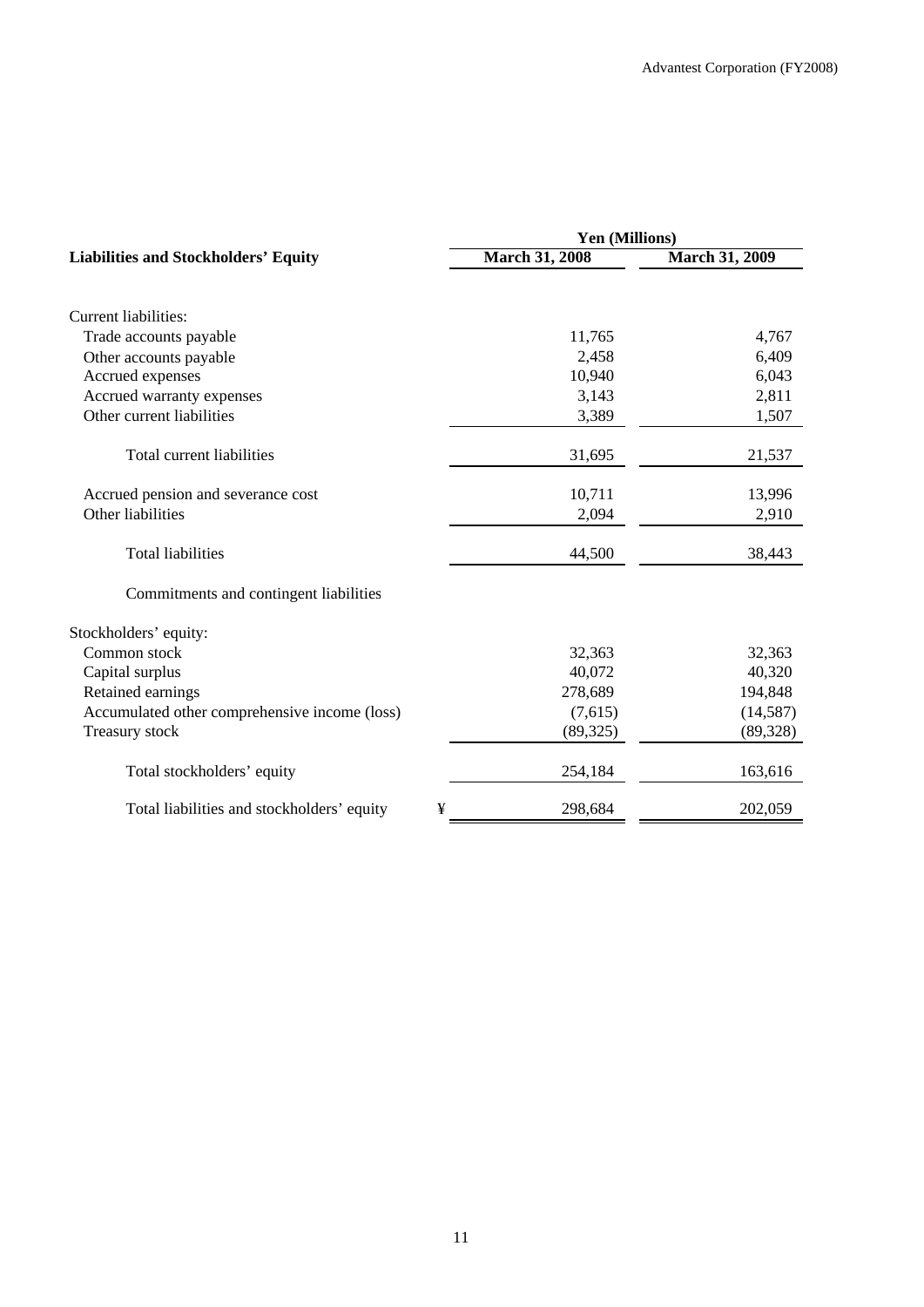| Liabilities and Stockholders' Equity | | Yen (Millions) | |
|---|---|---|---|
| | | March 31, 2008 | March 31, 2009 |
| Current liabilities: | | | |
| Trade accounts payable | | 11,765 | 4,767 |
| Other accounts payable | | 2,458 | 6,409 |
| Accrued expenses | | 10,940 | 6,043 |
| Accrued warranty expenses | | 3,143 | 2,811 |
| Other current liabilities | | 3,389 | 1,507 |
| Total current liabilities | | 31,695 | 21,537 |
| Accrued pension and severance cost | | 10,711 | 13,996 |
| Other liabilities | | 2,094 | 2,910 |
| Total liabilities | | 44,500 | 38,443 |
| Commitments and contingent liabilities | | | |
| Stockholders' equity: | | | |
| Common stock | | 32,363 | 32,363 |
| Capital surplus | | 40,072 | 40,320 |
| Retained earnings | | 278,689 | 194,848 |
| Accumulated other comprehensive income (loss) | | (7,615) | (14,587) |
| Treasury stock | | (89,325) | (89,328) |
| Total stockholders' equity | | 254,184 | 163,616 |
| Total liabilities and stockholders' equity | ¥ | 298,684 | 202,059 |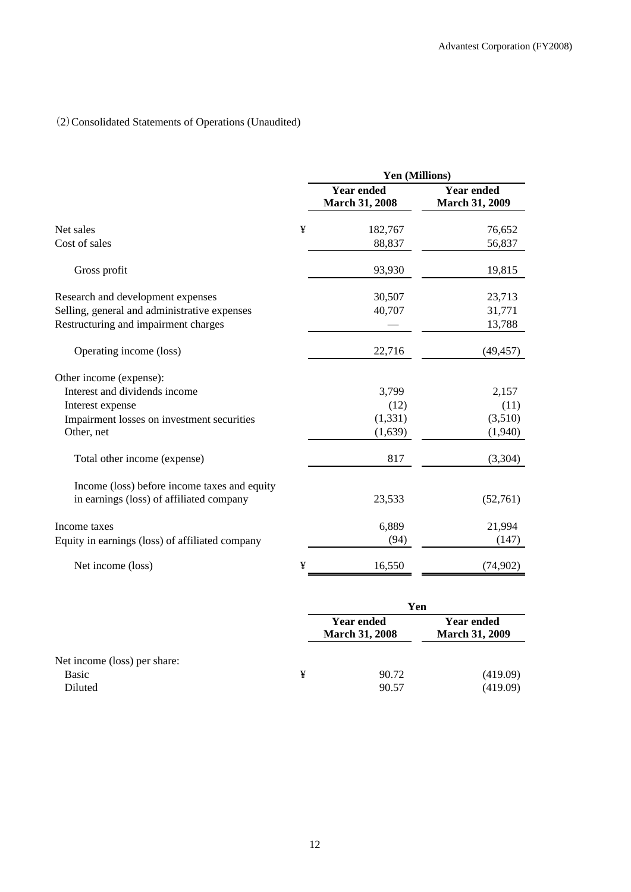(2) Consolidated Statements of Operations (Unaudited)

| | | Yen (Millions) | |
|---|---|---|---|
| | | Year ended March 31, 2008 | Year ended March 31, 2009 |
| Net sales | ¥ | 182,767 | 76,652 |
| Cost of sales | | 88,837 | 56,837 |
| Gross profit | | 93,930 | 19,815 |
| Research and development expenses | | 30,507 | 23,713 |
| Selling, general and administrative expenses | | 40,707 | 31,771 |
| Restructuring and impairment charges | | — | 13,788 |
| Operating income (loss) | | 22,716 | (49,457) |
| Other income (expense): | | | |
| Interest and dividends income | | 3,799 | 2,157 |
| Interest expense | | (12) | (11) |
| Impairment losses on investment securities | | (1,331) | (3,510) |
| Other, net | | (1,639) | (1,940) |
| Total other income (expense) | | 817 | (3,304) |
| Income (loss) before income taxes and equity in earnings (loss) of affiliated company | | 23,533 | (52,761) |
| Income taxes | | 6,889 | 21,994 |
| Equity in earnings (loss) of affiliated company | | (94) | (147) |
| Net income (loss) | ¥ | 16,550 | (74,902) |

| | | Yen | |
|---|---|---|---|
| | | Year ended March 31, 2008 | Year ended March 31, 2009 |
| Net income (loss) per share: | | | |
| Basic | ¥ | 90.72 | (419.09) |
| Diluted | | 90.57 | (419.09) |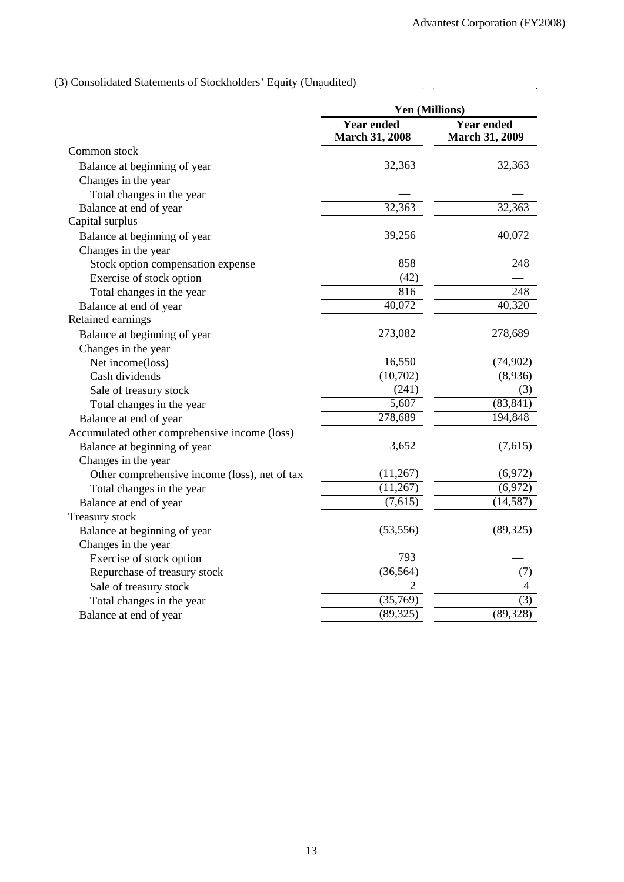(3) Consolidated Statements of Stockholders' Equity (Unaudited)

| | Yen (Millions) | |
|---|---|---|
| | Year ended March 31, 2008 | Year ended March 31, 2009 |
| Common stock | | |
| Balance at beginning of year | 32,363 | 32,363 |
| Changes in the year | | |
| Total changes in the year | — | — |
| Balance at end of year | 32,363 | 32,363 |
| Capital surplus | | |
| Balance at beginning of year | 39,256 | 40,072 |
| Changes in the year | | |
| Stock option compensation expense | 858 | 248 |
| Exercise of stock option | (42) | — |
| Total changes in the year | 816 | 248 |
| Balance at end of year | 40,072 | 40,320 |
| Retained earnings | | |
| Balance at beginning of year | 273,082 | 278,689 |
| Changes in the year | | |
| Net income(loss) | 16,550 | (74,902) |
| Cash dividends | (10,702) | (8,936) |
| Sale of treasury stock | (241) | (3) |
| Total changes in the year | 5,607 | (83,841) |
| Balance at end of year | 278,689 | 194,848 |
| Accumulated other comprehensive income (loss) | | |
| Balance at beginning of year | 3,652 | (7,615) |
| Changes in the year | | |
| Other comprehensive income (loss), net of tax | (11,267) | (6,972) |
| Total changes in the year | (11,267) | (6,972) |
| Balance at end of year | (7,615) | (14,587) |
| Treasury stock | | |
| Balance at beginning of year | (53,556) | (89,325) |
| Changes in the year | | |
| Exercise of stock option | 793 | — |
| Repurchase of treasury stock | (36,564) | (7) |
| Sale of treasury stock | 2 | 4 |
| Total changes in the year | (35,769) | (3) |
| Balance at end of year | (89,325) | (89,328) |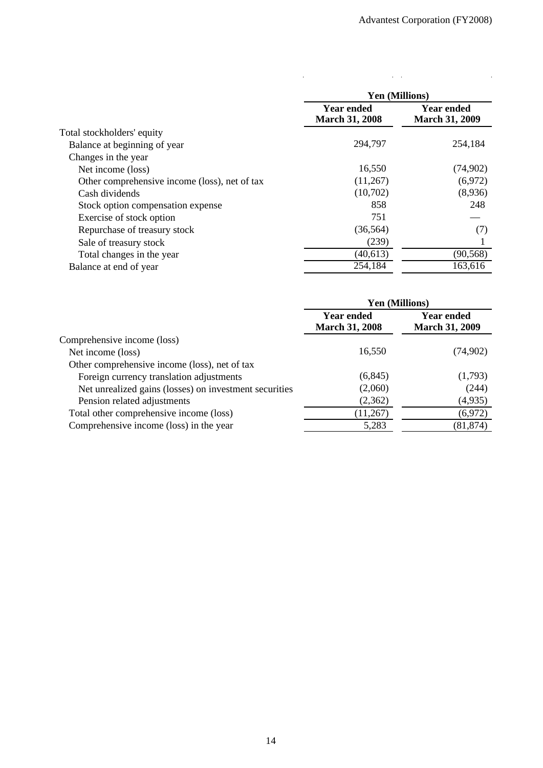| | Yen (Millions) | |
|---|---|---|
| | Year ended March 31, 2008 | Year ended March 31, 2009 |
| Total stockholders' equity | | |
| Balance at beginning of year | 294,797 | 254,184 |
| Changes in the year | | |
| Net income (loss) | 16,550 | (74,902) |
| Other comprehensive income (loss), net of tax | (11,267) | (6,972) |
| Cash dividends | (10,702) | (8,936) |
| Stock option compensation expense | 858 | 248 |
| Exercise of stock option | 751 | — |
| Repurchase of treasury stock | (36,564) | (7) |
| Sale of treasury stock | (239) | 1 |
| Total changes in the year | (40,613) | (90,568) |
| Balance at end of year | 254,184 | 163,616 |

| | Yen (Millions) | |
|---|---|---|
| | Year ended March 31, 2008 | Year ended March 31, 2009 |
| Comprehensive income (loss) | | |
| Net income (loss) | 16,550 | (74,902) |
| Other comprehensive income (loss), net of tax | | |
| Foreign currency translation adjustments | (6,845) | (1,793) |
| Net unrealized gains (losses) on investment securities | (2,060) | (244) |
| Pension related adjustments | (2,362) | (4,935) |
| Total other comprehensive income (loss) | (11,267) | (6,972) |
| Comprehensive income (loss) in the year | 5,283 | (81,874) |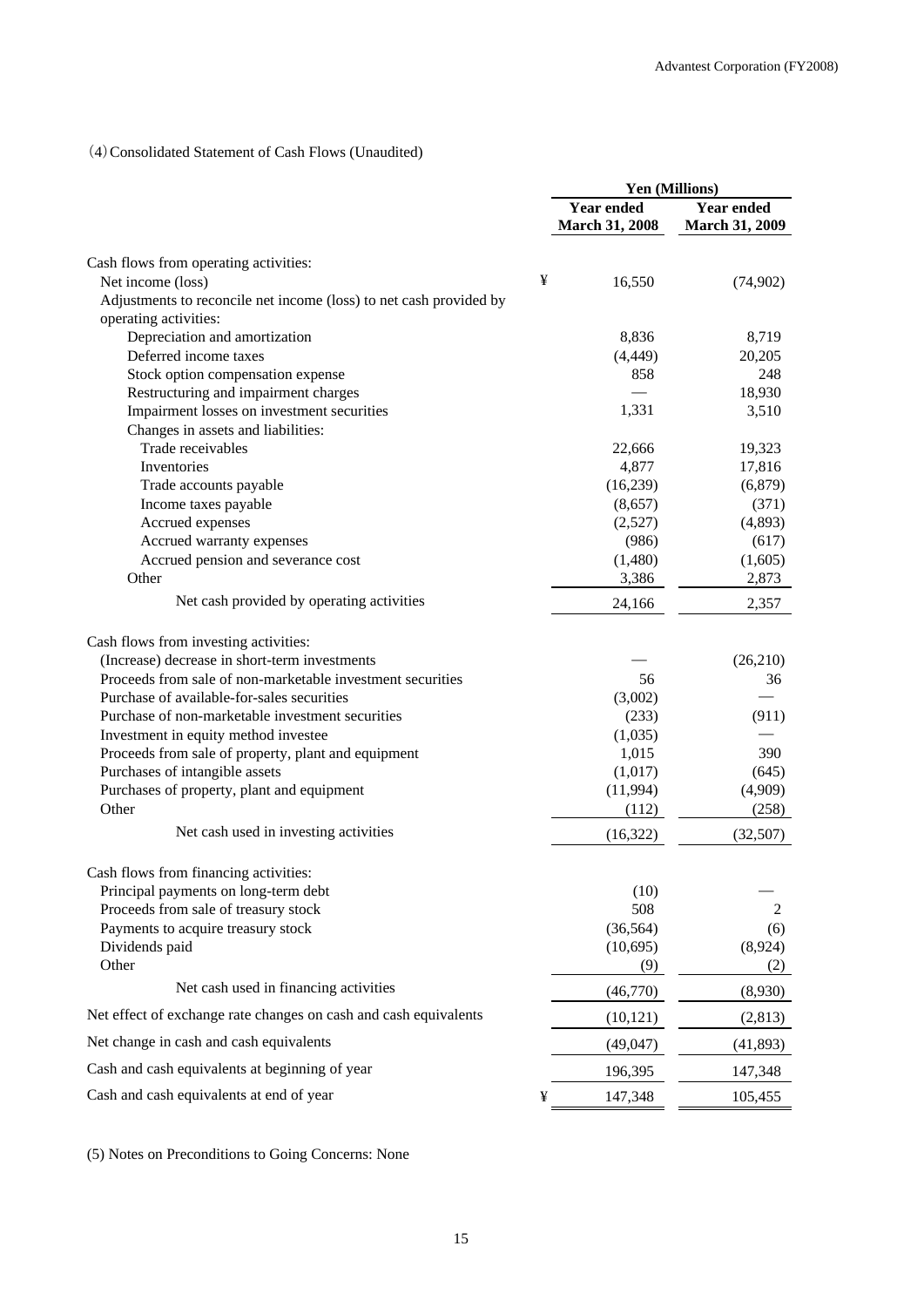（4）Consolidated Statement of Cash Flows (Unaudited)

| | Yen (Millions) | |
|---|---|---|
| | Year ended March 31, 2008 | Year ended March 31, 2009 |
| Cash flows from operating activities: | | |
| Net income (loss) | ¥ 16,550 | (74,902) |
| Adjustments to reconcile net income (loss) to net cash provided by operating activities: | | |
| Depreciation and amortization | 8,836 | 8,719 |
| Deferred income taxes | (4,449) | 20,205 |
| Stock option compensation expense | 858 | 248 |
| Restructuring and impairment charges | — | 18,930 |
| Impairment losses on investment securities | 1,331 | 3,510 |
| Changes in assets and liabilities: | | |
| Trade receivables | 22,666 | 19,323 |
| Inventories | 4,877 | 17,816 |
| Trade accounts payable | (16,239) | (6,879) |
| Income taxes payable | (8,657) | (371) |
| Accrued expenses | (2,527) | (4,893) |
| Accrued warranty expenses | (986) | (617) |
| Accrued pension and severance cost | (1,480) | (1,605) |
| Other | 3,386 | 2,873 |
| Net cash provided by operating activities | 24,166 | 2,357 |
| Cash flows from investing activities: | | |
| (Increase) decrease in short-term investments | — | (26,210) |
| Proceeds from sale of non-marketable investment securities | 56 | 36 |
| Purchase of available-for-sales securities | (3,002) | — |
| Purchase of non-marketable investment securities | (233) | (911) |
| Investment in equity method investee | (1,035) | — |
| Proceeds from sale of property, plant and equipment | 1,015 | 390 |
| Purchases of intangible assets | (1,017) | (645) |
| Purchases of property, plant and equipment | (11,994) | (4,909) |
| Other | (112) | (258) |
| Net cash used in investing activities | (16,322) | (32,507) |
| Cash flows from financing activities: | | |
| Principal payments on long-term debt | (10) | — |
| Proceeds from sale of treasury stock | 508 | 2 |
| Payments to acquire treasury stock | (36,564) | (6) |
| Dividends paid | (10,695) | (8,924) |
| Other | (9) | (2) |
| Net cash used in financing activities | (46,770) | (8,930) |
| Net effect of exchange rate changes on cash and cash equivalents | (10,121) | (2,813) |
| Net change in cash and cash equivalents | (49,047) | (41,893) |
| Cash and cash equivalents at beginning of year | 196,395 | 147,348 |
| Cash and cash equivalents at end of year | ¥ 147,348 | 105,455 |

(5) Notes on Preconditions to Going Concerns: None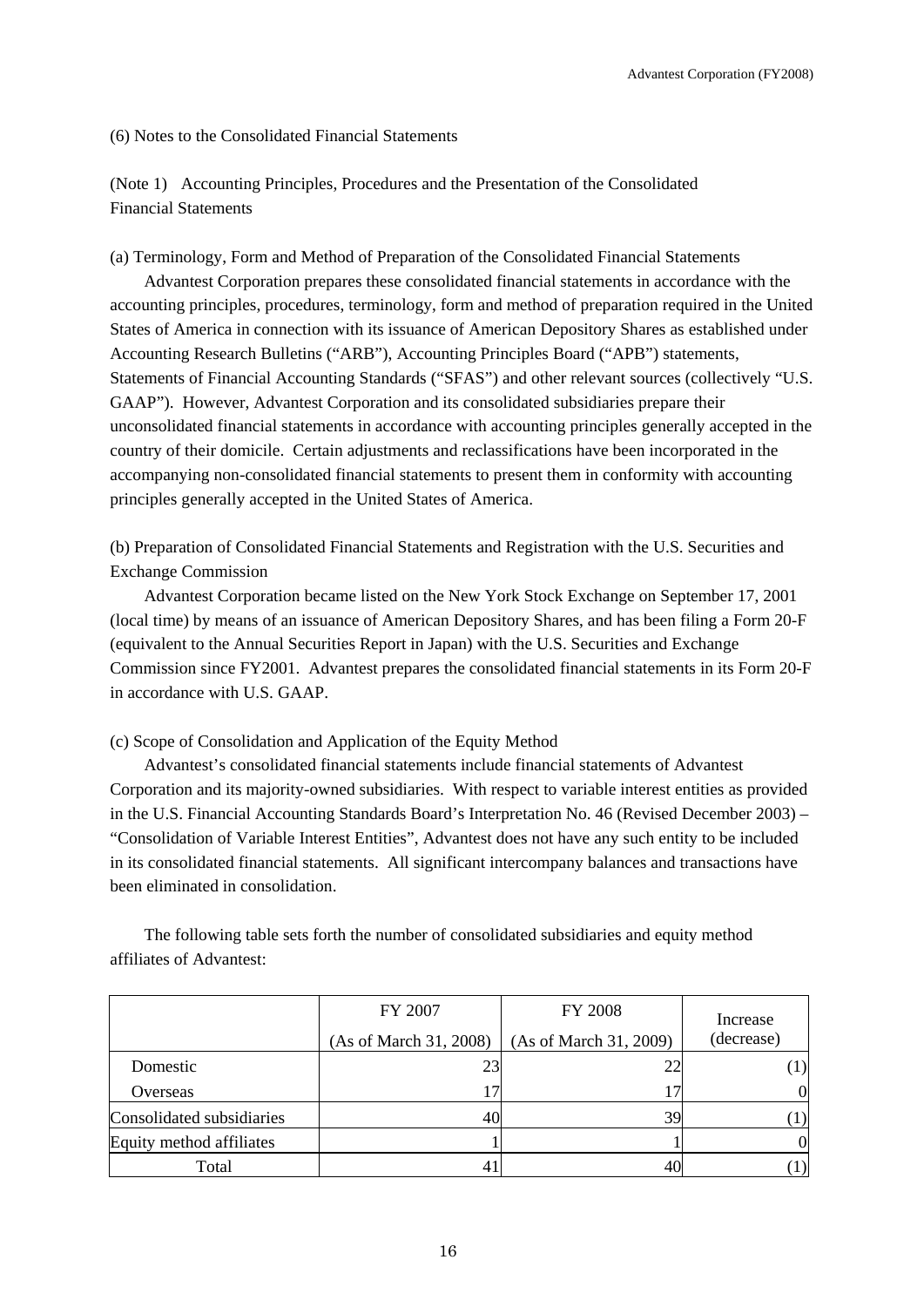## (6) Notes to the Consolidated Financial Statements

### (Note 1) Accounting Principles, Procedures and the Presentation of the Consolidated Financial Statements

(a) Terminology, Form and Method of Preparation of the Consolidated Financial Statements

Advantest Corporation prepares these consolidated financial statements in accordance with the accounting principles, procedures, terminology, form and method of preparation required in the United States of America in connection with its issuance of American Depository Shares as established under Accounting Research Bulletins ("ARB"), Accounting Principles Board ("APB") statements, Statements of Financial Accounting Standards ("SFAS") and other relevant sources (collectively "U.S. GAAP"). However, Advantest Corporation and its consolidated subsidiaries prepare their unconsolidated financial statements in accordance with accounting principles generally accepted in the country of their domicile. Certain adjustments and reclassifications have been incorporated in the accompanying non-consolidated financial statements to present them in conformity with accounting principles generally accepted in the United States of America.

(b) Preparation of Consolidated Financial Statements and Registration with the U.S. Securities and Exchange Commission

Advantest Corporation became listed on the New York Stock Exchange on September 17, 2001 (local time) by means of an issuance of American Depository Shares, and has been filing a Form 20-F (equivalent to the Annual Securities Report in Japan) with the U.S. Securities and Exchange Commission since FY2001. Advantest prepares the consolidated financial statements in its Form 20-F in accordance with U.S. GAAP.

(c) Scope of Consolidation and Application of the Equity Method

Advantest's consolidated financial statements include financial statements of Advantest Corporation and its majority-owned subsidiaries. With respect to variable interest entities as provided in the U.S. Financial Accounting Standards Board's Interpretation No. 46 (Revised December 2003) – "Consolidation of Variable Interest Entities", Advantest does not have any such entity to be included in its consolidated financial statements. All significant intercompany balances and transactions have been eliminated in consolidation.

The following table sets forth the number of consolidated subsidiaries and equity method affiliates of Advantest:

| | FY 2007 (As of March 31, 2008) | FY 2008 (As of March 31, 2009) | Increase (decrease) |
|---|---|---|---|
| Domestic | 23 | 22 | (1) |
| Overseas | 17 | 17 | 0 |
| Consolidated subsidiaries | 40 | 39 | (1) |
| Equity method affiliates | 1 | 1 | 0 |
| Total | 41 | 40 | (1) |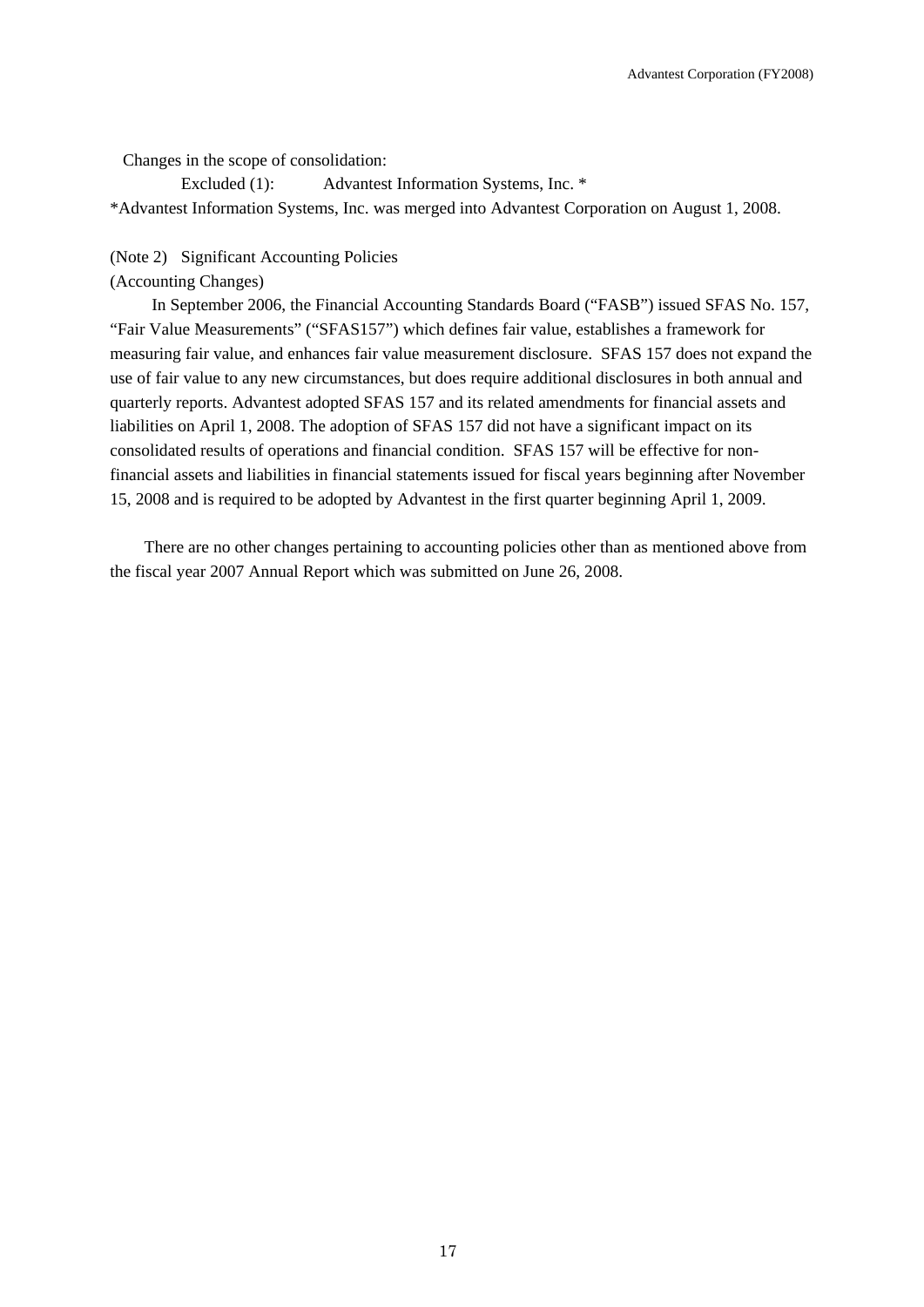Changes in the scope of consolidation:

Excluded (1): Advantest Information Systems, Inc. *

*Advantest Information Systems, Inc. was merged into Advantest Corporation on August 1, 2008.

(Note 2) Significant Accounting Policies

(Accounting Changes)

In September 2006, the Financial Accounting Standards Board ("FASB") issued SFAS No. 157, "Fair Value Measurements" ("SFAS157") which defines fair value, establishes a framework for measuring fair value, and enhances fair value measurement disclosure. SFAS 157 does not expand the use of fair value to any new circumstances, but does require additional disclosures in both annual and quarterly reports. Advantest adopted SFAS 157 and its related amendments for financial assets and liabilities on April 1, 2008. The adoption of SFAS 157 did not have a significant impact on its consolidated results of operations and financial condition. SFAS 157 will be effective for non-financial assets and liabilities in financial statements issued for fiscal years beginning after November 15, 2008 and is required to be adopted by Advantest in the first quarter beginning April 1, 2009.

There are no other changes pertaining to accounting policies other than as mentioned above from the fiscal year 2007 Annual Report which was submitted on June 26, 2008.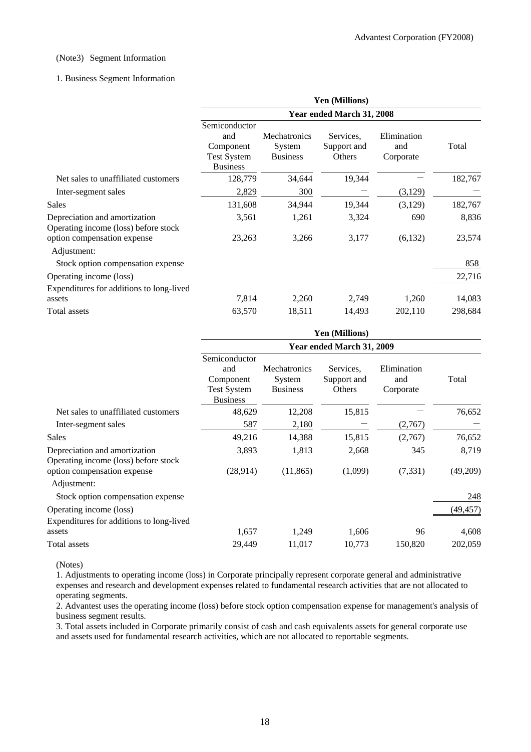(Note3) Segment Information

1. Business Segment Information

| | Yen (Millions) | | | | |
|---|---|---|---|---|---|
| | Year ended March 31, 2008 | | | | |
| | Semiconductor and Component Test System Business | Mechatronics System Business | Services, Support and Others | Elimination and Corporate | Total |
| Net sales to unaffiliated customers | 128,779 | 34,644 | 19,344 | — | 182,767 |
| Inter-segment sales | 2,829 | 300 | — | (3,129) | — |
| Sales | 131,608 | 34,944 | 19,344 | (3,129) | 182,767 |
| Depreciation and amortization | 3,561 | 1,261 | 3,324 | 690 | 8,836 |
| Operating income (loss) before stock option compensation expense | 23,263 | 3,266 | 3,177 | (6,132) | 23,574 |
| Adjustment: | | | | | |
| Stock option compensation expense | | | | | 858 |
| Operating income (loss) | | | | | 22,716 |
| Expenditures for additions to long-lived assets | 7,814 | 2,260 | 2,749 | 1,260 | 14,083 |
| Total assets | 63,570 | 18,511 | 14,493 | 202,110 | 298,684 |

| | Yen (Millions) | | | | |
|---|---|---|---|---|---|
| | Year ended March 31, 2009 | | | | |
| | Semiconductor and Component Test System Business | Mechatronics System Business | Services, Support and Others | Elimination and Corporate | Total |
| Net sales to unaffiliated customers | 48,629 | 12,208 | 15,815 | — | 76,652 |
| Inter-segment sales | 587 | 2,180 | — | (2,767) | — |
| Sales | 49,216 | 14,388 | 15,815 | (2,767) | 76,652 |
| Depreciation and amortization | 3,893 | 1,813 | 2,668 | 345 | 8,719 |
| Operating income (loss) before stock option compensation expense | (28,914) | (11,865) | (1,099) | (7,331) | (49,209) |
| Adjustment: | | | | | |
| Stock option compensation expense | | | | | 248 |
| Operating income (loss) | | | | | (49,457) |
| Expenditures for additions to long-lived assets | 1,657 | 1,249 | 1,606 | 96 | 4,608 |
| Total assets | 29,449 | 11,017 | 10,773 | 150,820 | 202,059 |

(Notes)

1. Adjustments to operating income (loss) in Corporate principally represent corporate general and administrative expenses and research and development expenses related to fundamental research activities that are not allocated to operating segments.
2. Advantest uses the operating income (loss) before stock option compensation expense for management's analysis of business segment results.
3. Total assets included in Corporate primarily consist of cash and cash equivalents assets for general corporate use and assets used for fundamental research activities, which are not allocated to reportable segments.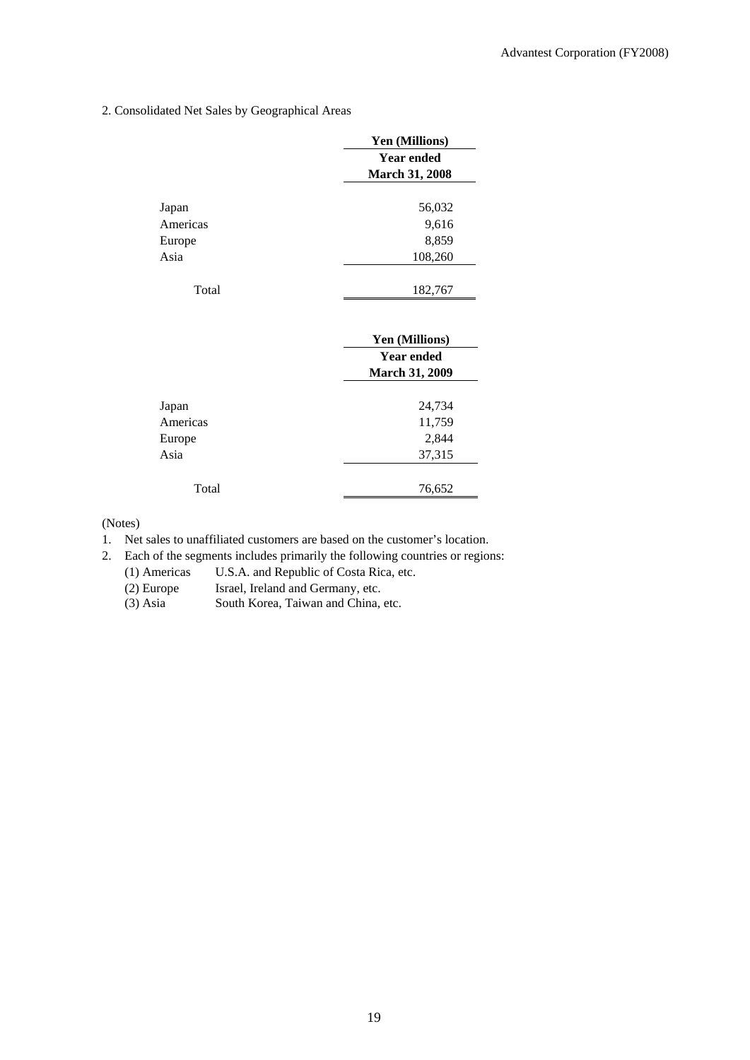2. Consolidated Net Sales by Geographical Areas

| | Yen (Millions) |
|---|---|
| | Year ended March 31, 2008 |
| Japan | 56,032 |
| Americas | 9,616 |
| Europe | 8,859 |
| Asia | 108,260 |
| Total | 182,767 |

| | Yen (Millions) |
|---|---|
| | Year ended March 31, 2009 |
| Japan | 24,734 |
| Americas | 11,759 |
| Europe | 2,844 |
| Asia | 37,315 |
| Total | 76,652 |

(Notes)

1. Net sales to unaffiliated customers are based on the customer's location.
2. Each of the segments includes primarily the following countries or regions:
   - (1) Americas U.S.A. and Republic of Costa Rica, etc.
   - (2) Europe Israel, Ireland and Germany, etc.
   - (3) Asia South Korea, Taiwan and China, etc.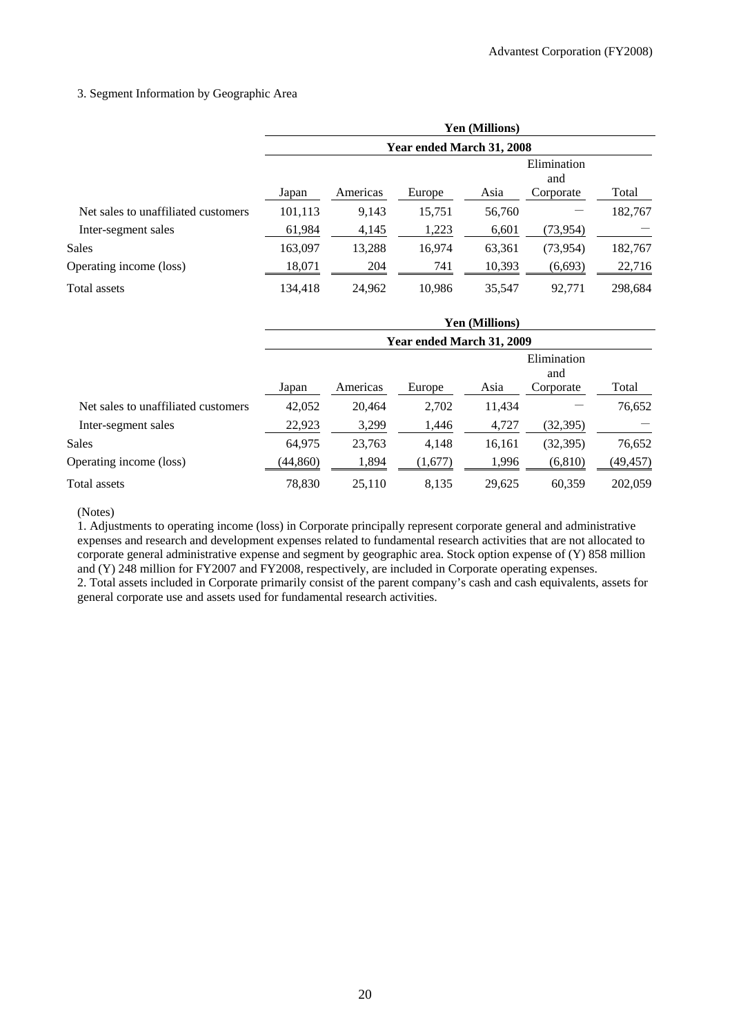3. Segment Information by Geographic Area

| | Yen (Millions) | | | | | |
|---|---|---|---|---|---|---|
| | Year ended March 31, 2008 | | | | | |
| | Japan | Americas | Europe | Asia | Elimination and Corporate | Total |
| Net sales to unaffiliated customers | 101,113 | 9,143 | 15,751 | 56,760 | — | 182,767 |
| Inter-segment sales | 61,984 | 4,145 | 1,223 | 6,601 | (73,954) | — |
| Sales | 163,097 | 13,288 | 16,974 | 63,361 | (73,954) | 182,767 |
| Operating income (loss) | 18,071 | 204 | 741 | 10,393 | (6,693) | 22,716 |
| Total assets | 134,418 | 24,962 | 10,986 | 35,547 | 92,771 | 298,684 |

| | Yen (Millions) | | | | | |
|---|---|---|---|---|---|---|
| | Year ended March 31, 2009 | | | | | |
| | Japan | Americas | Europe | Asia | Elimination and Corporate | Total |
| Net sales to unaffiliated customers | 42,052 | 20,464 | 2,702 | 11,434 | — | 76,652 |
| Inter-segment sales | 22,923 | 3,299 | 1,446 | 4,727 | (32,395) | — |
| Sales | 64,975 | 23,763 | 4,148 | 16,161 | (32,395) | 76,652 |
| Operating income (loss) | (44,860) | 1,894 | (1,677) | 1,996 | (6,810) | (49,457) |
| Total assets | 78,830 | 25,110 | 8,135 | 29,625 | 60,359 | 202,059 |

(Notes)

1. Adjustments to operating income (loss) in Corporate principally represent corporate general and administrative expenses and research and development expenses related to fundamental research activities that are not allocated to corporate general administrative expense and segment by geographic area. Stock option expense of (Y) 858 million and (Y) 248 million for FY2007 and FY2008, respectively, are included in Corporate operating expenses.
2. Total assets included in Corporate primarily consist of the parent company's cash and cash equivalents, assets for general corporate use and assets used for fundamental research activities.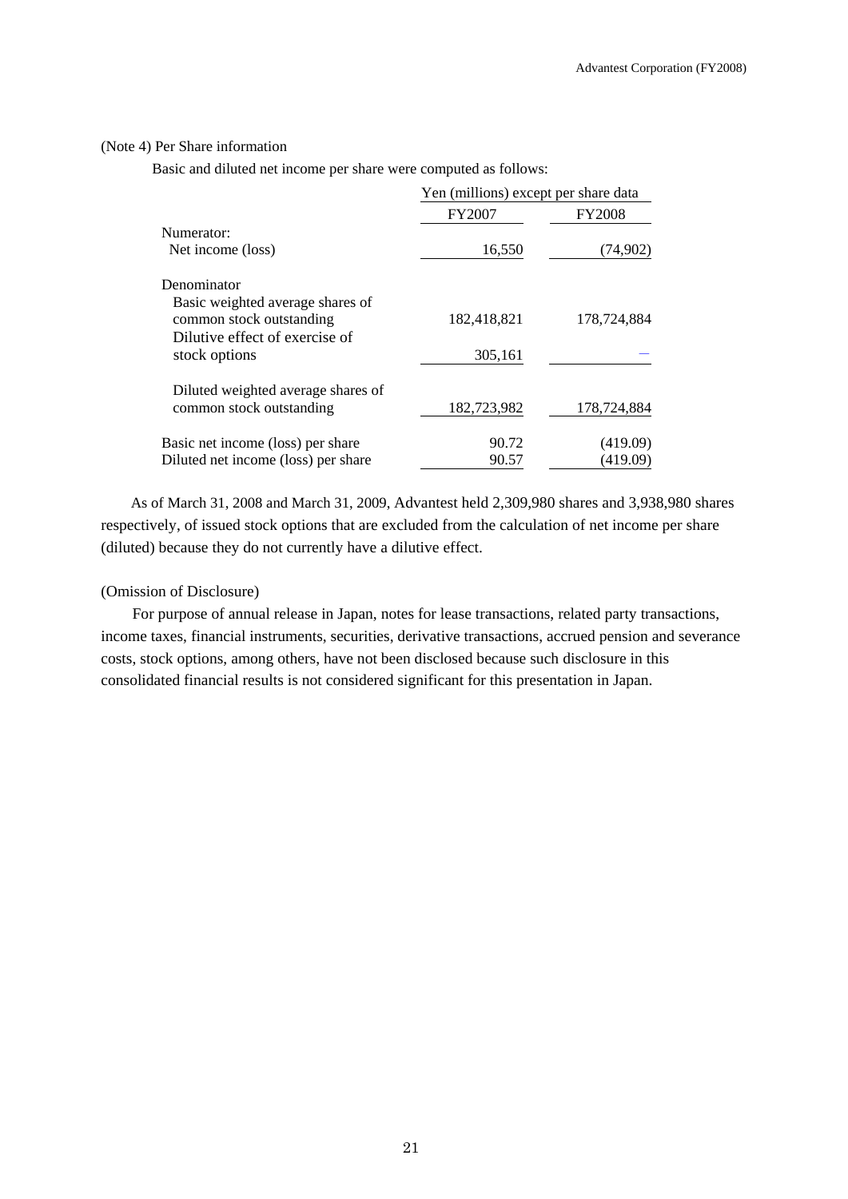(Note 4) Per Share information

Basic and diluted net income per share were computed as follows:

| | Yen (millions) except per share data | |
|---|---|---|
| | FY2007 | FY2008 |
| Numerator: | | |
| Net income (loss) | 16,550 | (74,902) |
| Denominator | | |
| Basic weighted average shares of common stock outstanding | 182,418,821 | 178,724,884 |
| Dilutive effect of exercise of stock options | 305,161 | — |
| Diluted weighted average shares of common stock outstanding | 182,723,982 | 178,724,884 |
| Basic net income (loss) per share | 90.72 | (419.09) |
| Diluted net income (loss) per share | 90.57 | (419.09) |

As of March 31, 2008 and March 31, 2009, Advantest held 2,309,980 shares and 3,938,980 shares respectively, of issued stock options that are excluded from the calculation of net income per share (diluted) because they do not currently have a dilutive effect.

(Omission of Disclosure)

For purpose of annual release in Japan, notes for lease transactions, related party transactions, income taxes, financial instruments, securities, derivative transactions, accrued pension and severance costs, stock options, among others, have not been disclosed because such disclosure in this consolidated financial results is not considered significant for this presentation in Japan.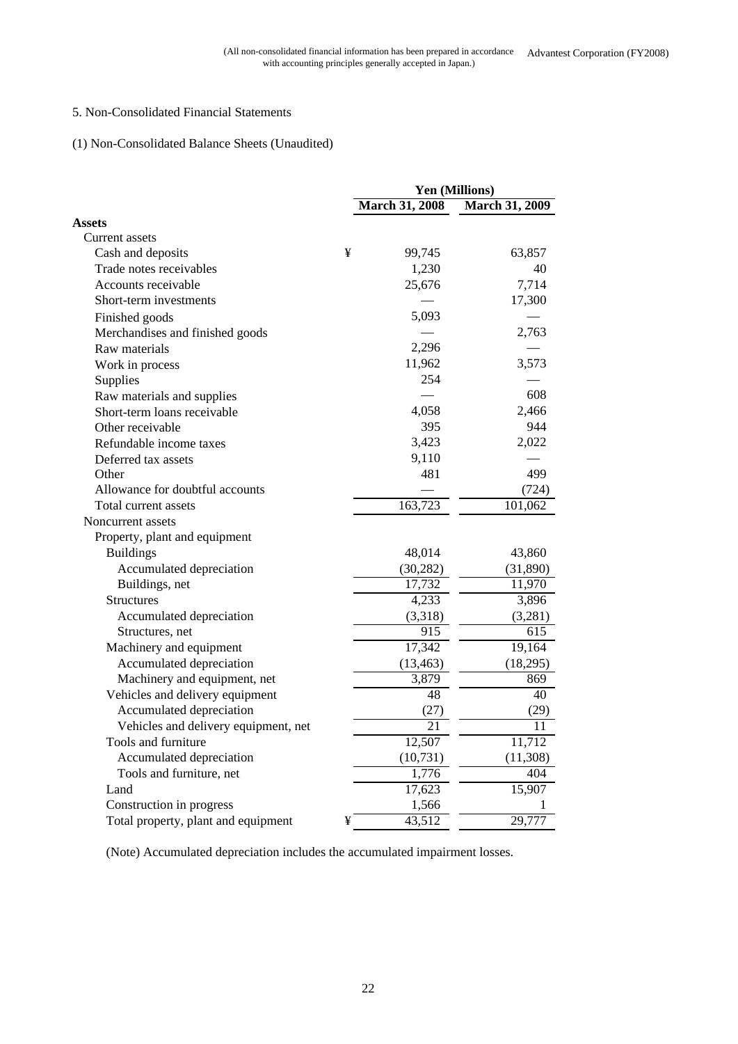(All non-consolidated financial information has been prepared in accordance with accounting principles generally accepted in Japan.)

5. Non-Consolidated Financial Statements

(1) Non-Consolidated Balance Sheets (Unaudited)

| | | Yen (Millions) | |
|---|---|---|---|
| | | March 31, 2008 | March 31, 2009 |
| **Assets** | | | |
| Current assets | | | |
| Cash and deposits | ¥ | 99,745 | 63,857 |
| Trade notes receivables | | 1,230 | 40 |
| Accounts receivable | | 25,676 | 7,714 |
| Short-term investments | | — | 17,300 |
| Finished goods | | 5,093 | — |
| Merchandises and finished goods | | — | 2,763 |
| Raw materials | | 2,296 | — |
| Work in process | | 11,962 | 3,573 |
| Supplies | | 254 | — |
| Raw materials and supplies | | — | 608 |
| Short-term loans receivable | | 4,058 | 2,466 |
| Other receivable | | 395 | 944 |
| Refundable income taxes | | 3,423 | 2,022 |
| Deferred tax assets | | 9,110 | — |
| Other | | 481 | 499 |
| Allowance for doubtful accounts | | — | (724) |
| Total current assets | | 163,723 | 101,062 |
| Noncurrent assets | | | |
| Property, plant and equipment | | | |
| Buildings | | 48,014 | 43,860 |
| Accumulated depreciation | | (30,282) | (31,890) |
| Buildings, net | | 17,732 | 11,970 |
| Structures | | 4,233 | 3,896 |
| Accumulated depreciation | | (3,318) | (3,281) |
| Structures, net | | 915 | 615 |
| Machinery and equipment | | 17,342 | 19,164 |
| Accumulated depreciation | | (13,463) | (18,295) |
| Machinery and equipment, net | | 3,879 | 869 |
| Vehicles and delivery equipment | | 48 | 40 |
| Accumulated depreciation | | (27) | (29) |
| Vehicles and delivery equipment, net | | 21 | 11 |
| Tools and furniture | | 12,507 | 11,712 |
| Accumulated depreciation | | (10,731) | (11,308) |
| Tools and furniture, net | | 1,776 | 404 |
| Land | | 17,623 | 15,907 |
| Construction in progress | | 1,566 | 1 |
| Total property, plant and equipment | ¥ | 43,512 | 29,777 |

(Note) Accumulated depreciation includes the accumulated impairment losses.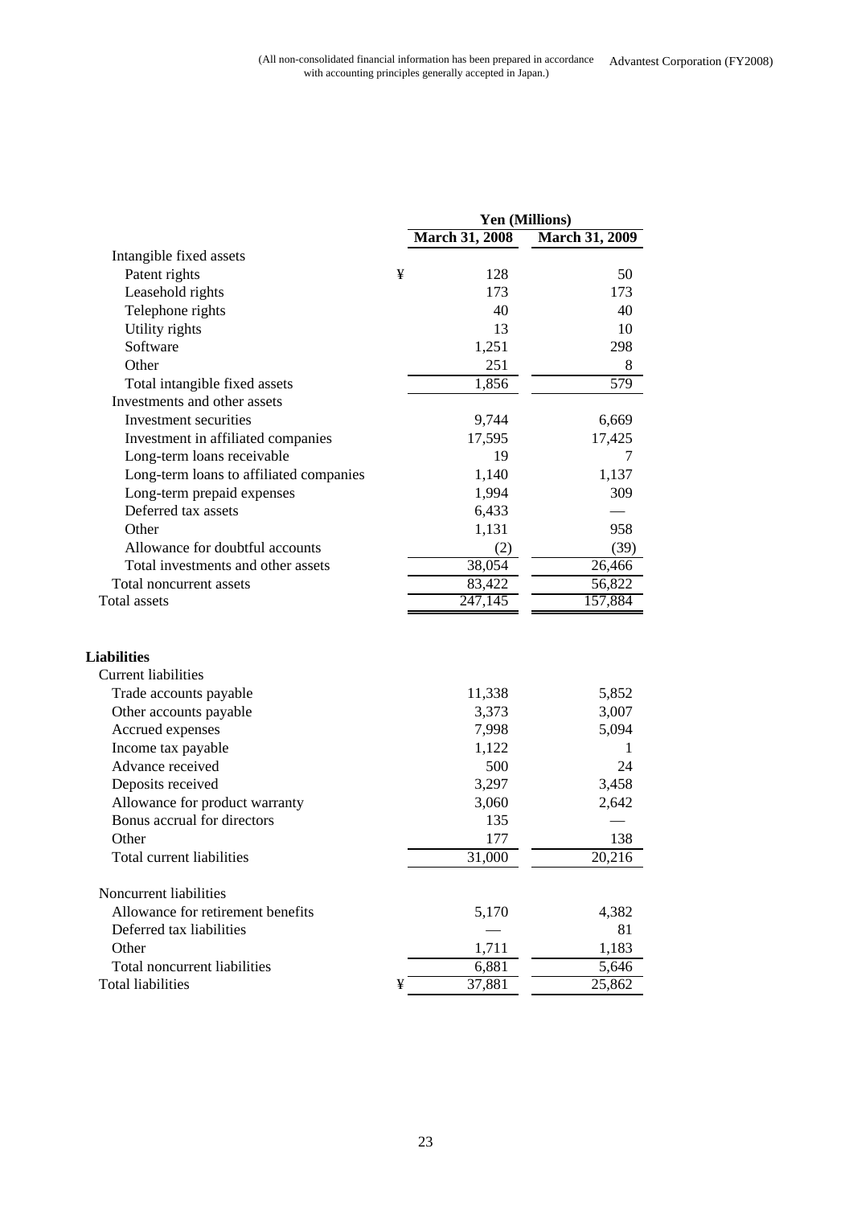(All non-consolidated financial information has been prepared in accordance with accounting principles generally accepted in Japan.)

| | Yen (Millions) | |
|---|---|---|
| | March 31, 2008 | March 31, 2009 |
| Intangible fixed assets | | |
| Patent rights | ¥ 128 | 50 |
| Leasehold rights | 173 | 173 |
| Telephone rights | 40 | 40 |
| Utility rights | 13 | 10 |
| Software | 1,251 | 298 |
| Other | 251 | 8 |
| Total intangible fixed assets | 1,856 | 579 |
| Investments and other assets | | |
| Investment securities | 9,744 | 6,669 |
| Investment in affiliated companies | 17,595 | 17,425 |
| Long-term loans receivable | 19 | 7 |
| Long-term loans to affiliated companies | 1,140 | 1,137 |
| Long-term prepaid expenses | 1,994 | 309 |
| Deferred tax assets | 6,433 | — |
| Other | 1,131 | 958 |
| Allowance for doubtful accounts | (2) | (39) |
| Total investments and other assets | 38,054 | 26,466 |
| Total noncurrent assets | 83,422 | 56,822 |
| Total assets | 247,145 | 157,884 |
| **Liabilities** | | |
| Current liabilities | | |
| Trade accounts payable | 11,338 | 5,852 |
| Other accounts payable | 3,373 | 3,007 |
| Accrued expenses | 7,998 | 5,094 |
| Income tax payable | 1,122 | 1 |
| Advance received | 500 | 24 |
| Deposits received | 3,297 | 3,458 |
| Allowance for product warranty | 3,060 | 2,642 |
| Bonus accrual for directors | 135 | — |
| Other | 177 | 138 |
| Total current liabilities | 31,000 | 20,216 |
| Noncurrent liabilities | | |
| Allowance for retirement benefits | 5,170 | 4,382 |
| Deferred tax liabilities | — | 81 |
| Other | 1,711 | 1,183 |
| Total noncurrent liabilities | 6,881 | 5,646 |
| Total liabilities | ¥ 37,881 | 25,862 |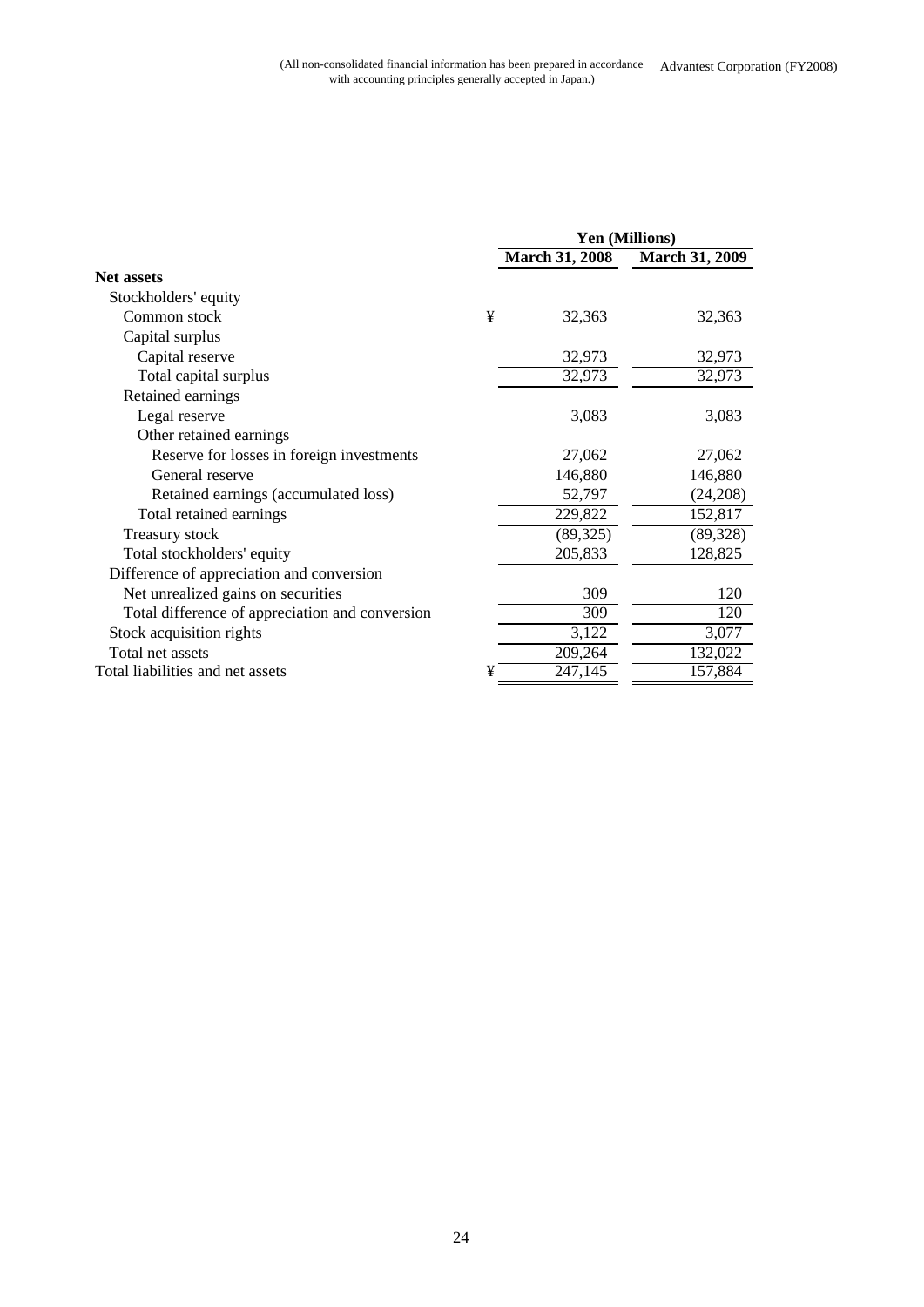(All non-consolidated financial information has been prepared in accordance with accounting principles generally accepted in Japan.)

| | | Yen (Millions) | |
|---|---|---|---|
| | | March 31, 2008 | March 31, 2009 |
| **Net assets** | | | |
| Stockholders' equity | | | |
| Common stock | ¥ | 32,363 | 32,363 |
| Capital surplus | | | |
| Capital reserve | | 32,973 | 32,973 |
| Total capital surplus | | 32,973 | 32,973 |
| Retained earnings | | | |
| Legal reserve | | 3,083 | 3,083 |
| Other retained earnings | | | |
| Reserve for losses in foreign investments | | 27,062 | 27,062 |
| General reserve | | 146,880 | 146,880 |
| Retained earnings (accumulated loss) | | 52,797 | (24,208) |
| Total retained earnings | | 229,822 | 152,817 |
| Treasury stock | | (89,325) | (89,328) |
| Total stockholders' equity | | 205,833 | 128,825 |
| Difference of appreciation and conversion | | | |
| Net unrealized gains on securities | | 309 | 120 |
| Total difference of appreciation and conversion | | 309 | 120 |
| Stock acquisition rights | | 3,122 | 3,077 |
| Total net assets | | 209,264 | 132,022 |
| Total liabilities and net assets | ¥ | 247,145 | 157,884 |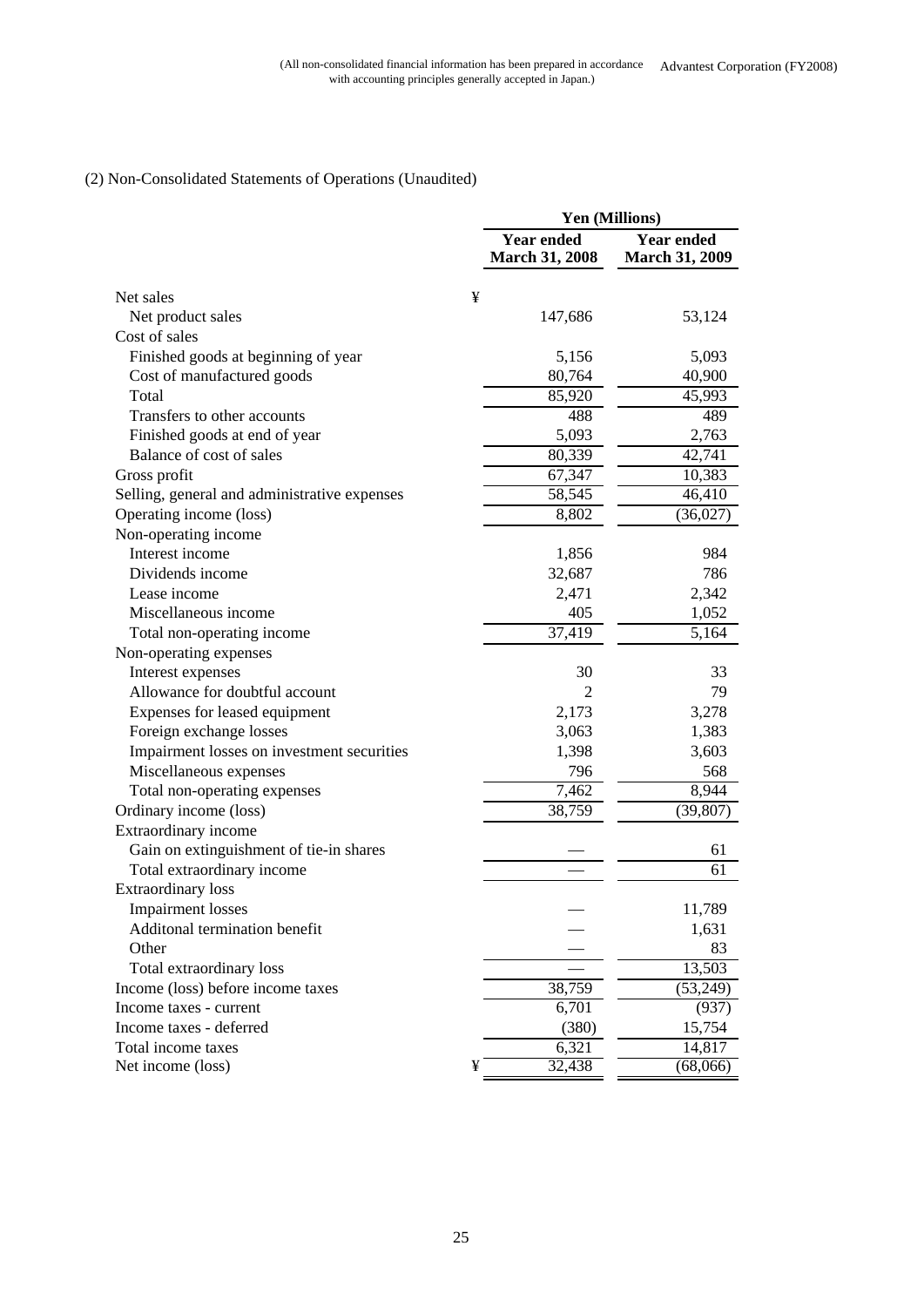(All non-consolidated financial information has been prepared in accordance with accounting principles generally accepted in Japan.) Advantest Corporation (FY2008)

(2) Non-Consolidated Statements of Operations (Unaudited)

| | | Yen (Millions) | |
|---|---|---|---|
| | | Year ended March 31, 2008 | Year ended March 31, 2009 |
| Net sales | ¥ | | |
| Net product sales | | 147,686 | 53,124 |
| Cost of sales | | | |
| Finished goods at beginning of year | | 5,156 | 5,093 |
| Cost of manufactured goods | | 80,764 | 40,900 |
| Total | | 85,920 | 45,993 |
| Transfers to other accounts | | 488 | 489 |
| Finished goods at end of year | | 5,093 | 2,763 |
| Balance of cost of sales | | 80,339 | 42,741 |
| Gross profit | | 67,347 | 10,383 |
| Selling, general and administrative expenses | | 58,545 | 46,410 |
| Operating income (loss) | | 8,802 | (36,027) |
| Non-operating income | | | |
| Interest income | | 1,856 | 984 |
| Dividends income | | 32,687 | 786 |
| Lease income | | 2,471 | 2,342 |
| Miscellaneous income | | 405 | 1,052 |
| Total non-operating income | | 37,419 | 5,164 |
| Non-operating expenses | | | |
| Interest expenses | | 30 | 33 |
| Allowance for doubtful account | | 2 | 79 |
| Expenses for leased equipment | | 2,173 | 3,278 |
| Foreign exchange losses | | 3,063 | 1,383 |
| Impairment losses on investment securities | | 1,398 | 3,603 |
| Miscellaneous expenses | | 796 | 568 |
| Total non-operating expenses | | 7,462 | 8,944 |
| Ordinary income (loss) | | 38,759 | (39,807) |
| Extraordinary income | | | |
| Gain on extinguishment of tie-in shares | | — | 61 |
| Total extraordinary income | | — | 61 |
| Extraordinary loss | | | |
| Impairment losses | | — | 11,789 |
| Additonal termination benefit | | — | 1,631 |
| Other | | — | 83 |
| Total extraordinary loss | | — | 13,503 |
| Income (loss) before income taxes | | 38,759 | (53,249) |
| Income taxes - current | | 6,701 | (937) |
| Income taxes - deferred | | (380) | 15,754 |
| Total income taxes | | 6,321 | 14,817 |
| Net income (loss) | ¥ | 32,438 | (68,066) |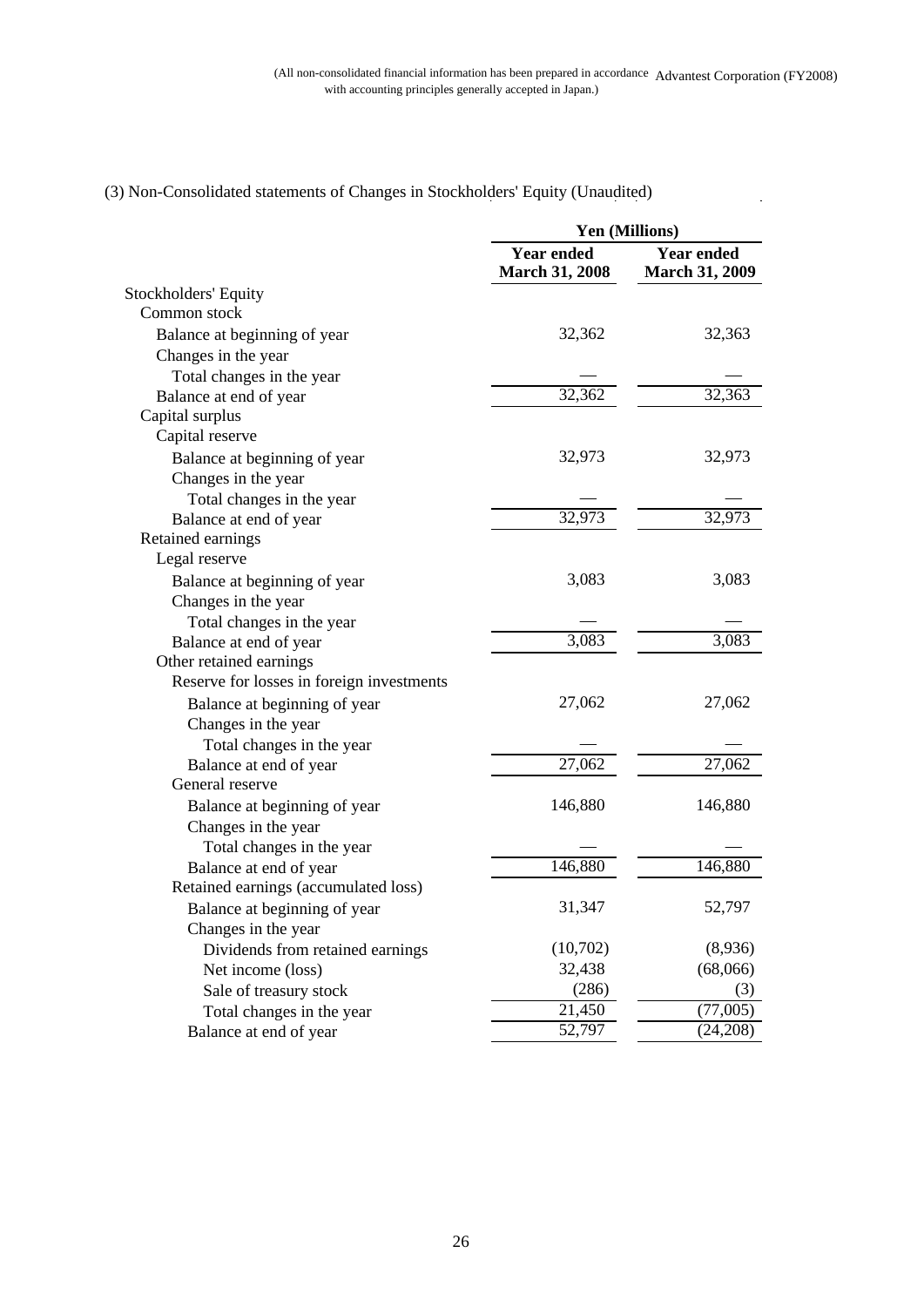(All non-consolidated financial information has been prepared in accordance with accounting principles generally accepted in Japan.)

### (3) Non-Consolidated statements of Changes in Stockholders' Equity (Unaudited)

| | Yen (Millions) | |
|---|---|---|
| | Year ended March 31, 2008 | Year ended March 31, 2009 |
| Stockholders' Equity | | |
| Common stock | | |
| Balance at beginning of year | 32,362 | 32,363 |
| Changes in the year | | |
| Total changes in the year | — | — |
| Balance at end of year | 32,362 | 32,363 |
| Capital surplus | | |
| Capital reserve | | |
| Balance at beginning of year | 32,973 | 32,973 |
| Changes in the year | | |
| Total changes in the year | — | — |
| Balance at end of year | 32,973 | 32,973 |
| Retained earnings | | |
| Legal reserve | | |
| Balance at beginning of year | 3,083 | 3,083 |
| Changes in the year | | |
| Total changes in the year | — | — |
| Balance at end of year | 3,083 | 3,083 |
| Other retained earnings | | |
| Reserve for losses in foreign investments | | |
| Balance at beginning of year | 27,062 | 27,062 |
| Changes in the year | | |
| Total changes in the year | — | — |
| Balance at end of year | 27,062 | 27,062 |
| General reserve | | |
| Balance at beginning of year | 146,880 | 146,880 |
| Changes in the year | | |
| Total changes in the year | — | — |
| Balance at end of year | 146,880 | 146,880 |
| Retained earnings (accumulated loss) | | |
| Balance at beginning of year | 31,347 | 52,797 |
| Changes in the year | | |
| Dividends from retained earnings | (10,702) | (8,936) |
| Net income (loss) | 32,438 | (68,066) |
| Sale of treasury stock | (286) | (3) |
| Total changes in the year | 21,450 | (77,005) |
| Balance at end of year | 52,797 | (24,208) |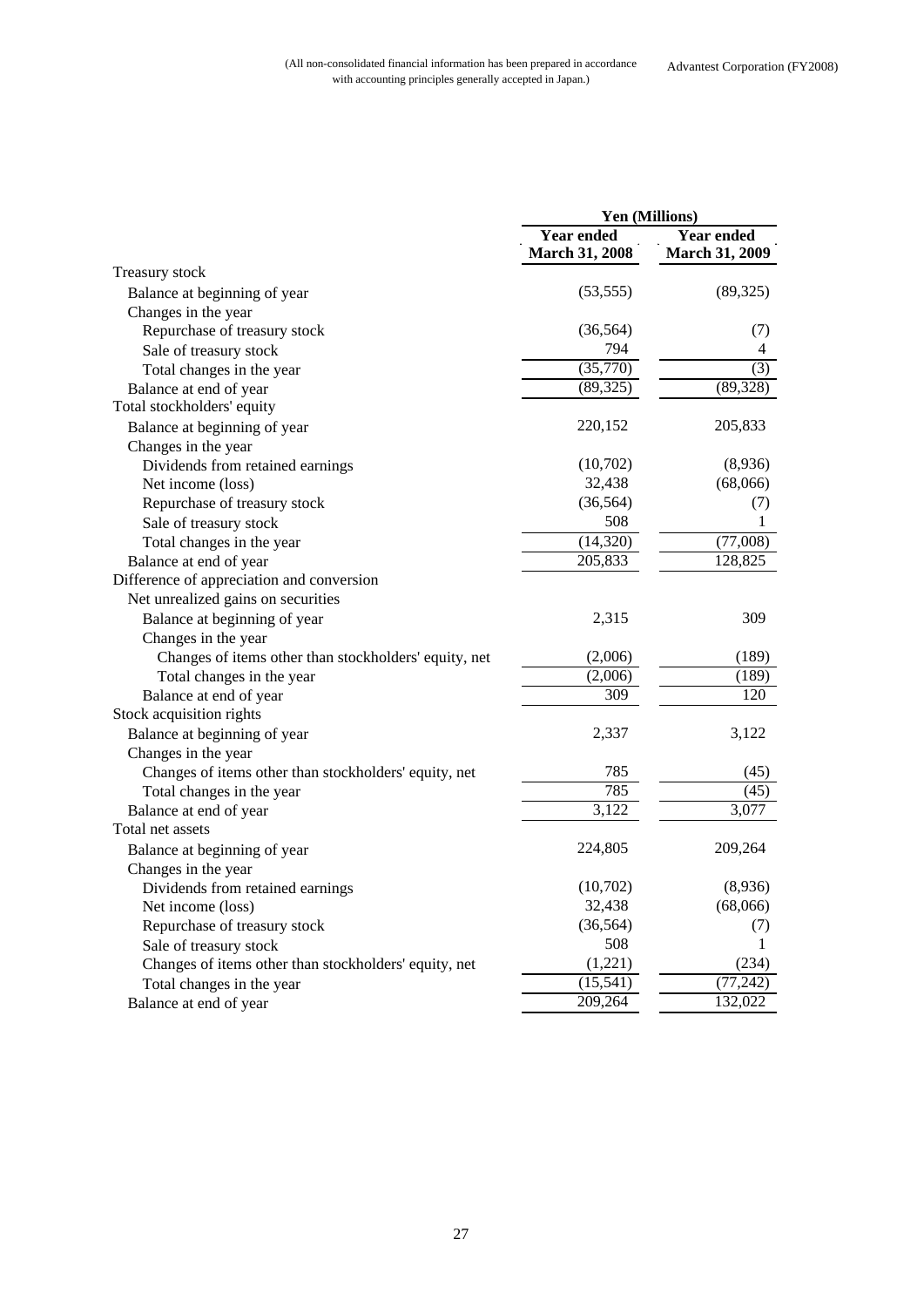(All non-consolidated financial information has been prepared in accordance with accounting principles generally accepted in Japan.)

| | Yen (Millions) | |
|---|---|---|
| | Year ended March 31, 2008 | Year ended March 31, 2009 |
| Treasury stock | | |
| Balance at beginning of year | (53,555) | (89,325) |
| Changes in the year | | |
| Repurchase of treasury stock | (36,564) | (7) |
| Sale of treasury stock | 794 | 4 |
| Total changes in the year | (35,770) | (3) |
| Balance at end of year | (89,325) | (89,328) |
| Total stockholders' equity | | |
| Balance at beginning of year | 220,152 | 205,833 |
| Changes in the year | | |
| Dividends from retained earnings | (10,702) | (8,936) |
| Net income (loss) | 32,438 | (68,066) |
| Repurchase of treasury stock | (36,564) | (7) |
| Sale of treasury stock | 508 | 1 |
| Total changes in the year | (14,320) | (77,008) |
| Balance at end of year | 205,833 | 128,825 |
| Difference of appreciation and conversion | | |
| Net unrealized gains on securities | | |
| Balance at beginning of year | 2,315 | 309 |
| Changes in the year | | |
| Changes of items other than stockholders' equity, net | (2,006) | (189) |
| Total changes in the year | (2,006) | (189) |
| Balance at end of year | 309 | 120 |
| Stock acquisition rights | | |
| Balance at beginning of year | 2,337 | 3,122 |
| Changes in the year | | |
| Changes of items other than stockholders' equity, net | 785 | (45) |
| Total changes in the year | 785 | (45) |
| Balance at end of year | 3,122 | 3,077 |
| Total net assets | | |
| Balance at beginning of year | 224,805 | 209,264 |
| Changes in the year | | |
| Dividends from retained earnings | (10,702) | (8,936) |
| Net income (loss) | 32,438 | (68,066) |
| Repurchase of treasury stock | (36,564) | (7) |
| Sale of treasury stock | 508 | 1 |
| Changes of items other than stockholders' equity, net | (1,221) | (234) |
| Total changes in the year | (15,541) | (77,242) |
| Balance at end of year | 209,264 | 132,022 |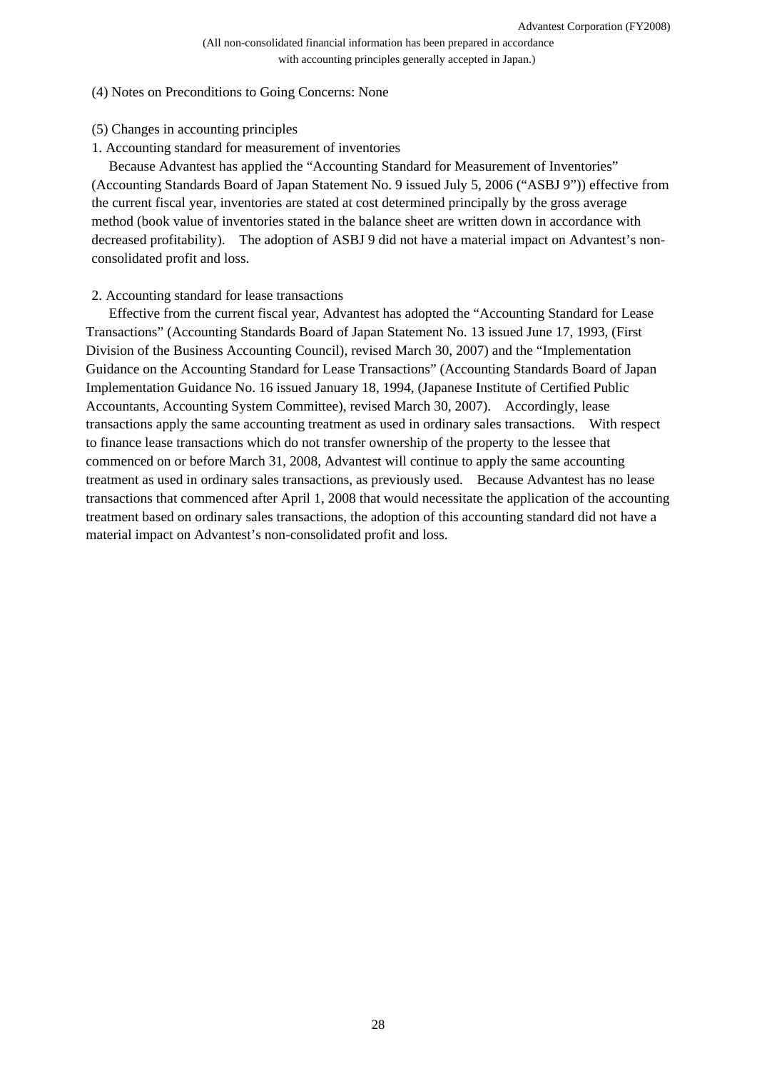(All non-consolidated financial information has been prepared in accordance with accounting principles generally accepted in Japan.)

(4) Notes on Preconditions to Going Concerns: None

(5) Changes in accounting principles

1. Accounting standard for measurement of inventories

Because Advantest has applied the "Accounting Standard for Measurement of Inventories" (Accounting Standards Board of Japan Statement No. 9 issued July 5, 2006 ("ASBJ 9")) effective from the current fiscal year, inventories are stated at cost determined principally by the gross average method (book value of inventories stated in the balance sheet are written down in accordance with decreased profitability). The adoption of ASBJ 9 did not have a material impact on Advantest's non-consolidated profit and loss.

2. Accounting standard for lease transactions

Effective from the current fiscal year, Advantest has adopted the "Accounting Standard for Lease Transactions" (Accounting Standards Board of Japan Statement No. 13 issued June 17, 1993, (First Division of the Business Accounting Council), revised March 30, 2007) and the "Implementation Guidance on the Accounting Standard for Lease Transactions" (Accounting Standards Board of Japan Implementation Guidance No. 16 issued January 18, 1994, (Japanese Institute of Certified Public Accountants, Accounting System Committee), revised March 30, 2007). Accordingly, lease transactions apply the same accounting treatment as used in ordinary sales transactions. With respect to finance lease transactions which do not transfer ownership of the property to the lessee that commenced on or before March 31, 2008, Advantest will continue to apply the same accounting treatment as used in ordinary sales transactions, as previously used. Because Advantest has no lease transactions that commenced after April 1, 2008 that would necessitate the application of the accounting treatment based on ordinary sales transactions, the adoption of this accounting standard did not have a material impact on Advantest's non-consolidated profit and loss.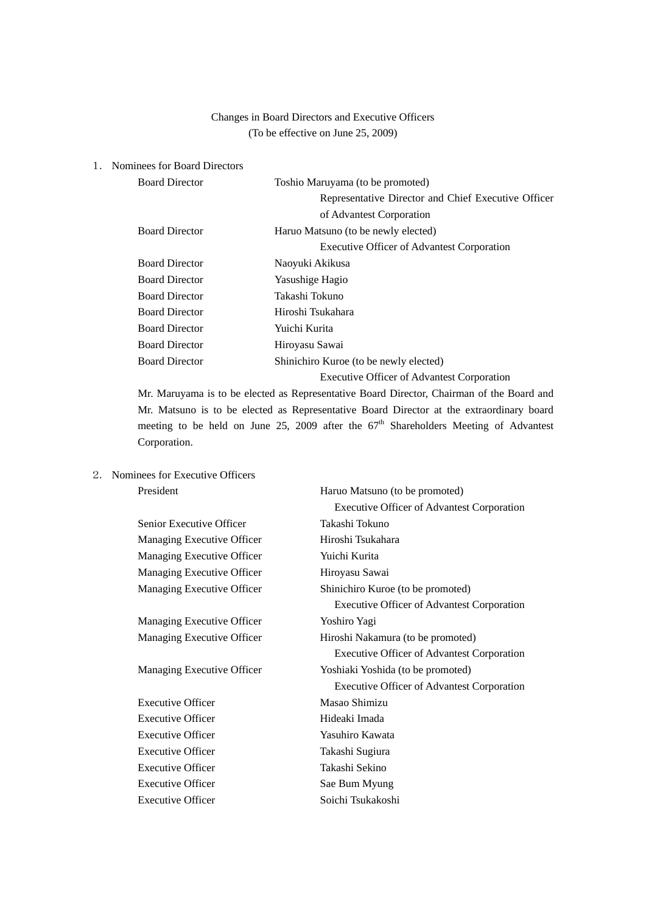Changes in Board Directors and Executive Officers
(To be effective on June 25, 2009)

1. Nominees for Board Directors

| | |
|---|---|
| Board Director | Toshio Maruyama (to be promoted)<br>Representative Director and Chief Executive Officer of Advantest Corporation |
| Board Director | Haruo Matsuno (to be newly elected)<br>Executive Officer of Advantest Corporation |
| Board Director | Naoyuki Akikusa |
| Board Director | Yasushige Hagio |
| Board Director | Takashi Tokuno |
| Board Director | Hiroshi Tsukahara |
| Board Director | Yuichi Kurita |
| Board Director | Hiroyasu Sawai |
| Board Director | Shinichiro Kuroe (to be newly elected)<br>Executive Officer of Advantest Corporation |

Mr. Maruyama is to be elected as Representative Board Director, Chairman of the Board and Mr. Matsuno is to be elected as Representative Board Director at the extraordinary board meeting to be held on June 25, 2009 after the 67th Shareholders Meeting of Advantest Corporation.

2. Nominees for Executive Officers

| | |
|---|---|
| President | Haruo Matsuno (to be promoted)<br>Executive Officer of Advantest Corporation |
| Senior Executive Officer | Takashi Tokuno |
| Managing Executive Officer | Hiroshi Tsukahara |
| Managing Executive Officer | Yuichi Kurita |
| Managing Executive Officer | Hiroyasu Sawai |
| Managing Executive Officer | Shinichiro Kuroe (to be promoted)<br>Executive Officer of Advantest Corporation |
| Managing Executive Officer | Yoshiro Yagi |
| Managing Executive Officer | Hiroshi Nakamura (to be promoted)<br>Executive Officer of Advantest Corporation |
| Managing Executive Officer | Yoshiaki Yoshida (to be promoted)<br>Executive Officer of Advantest Corporation |
| Executive Officer | Masao Shimizu |
| Executive Officer | Hideaki Imada |
| Executive Officer | Yasuhiro Kawata |
| Executive Officer | Takashi Sugiura |
| Executive Officer | Takashi Sekino |
| Executive Officer | Sae Bum Myung |
| Executive Officer | Soichi Tsukakoshi |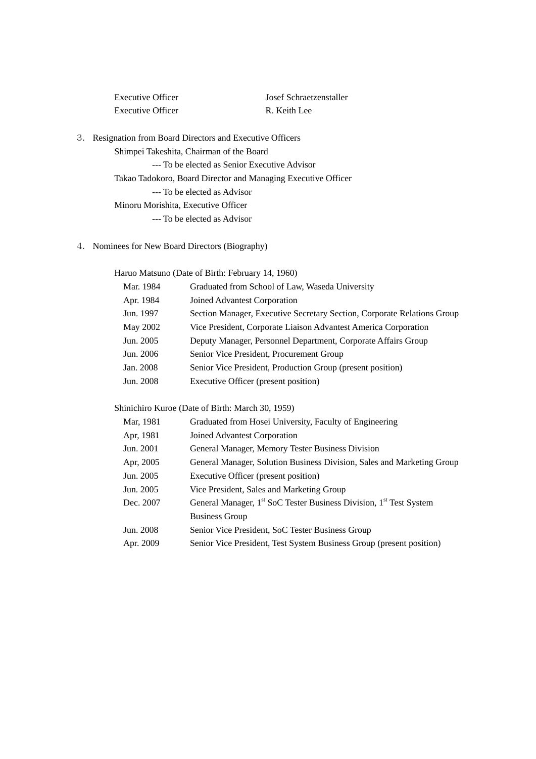| | |
|---|---|
| Executive Officer | Josef Schraetzenstaller |
| Executive Officer | R. Keith Lee |

3． Resignation from Board Directors and Executive Officers

Shimpei Takeshita, Chairman of the Board

--- To be elected as Senior Executive Advisor

Takao Tadokoro, Board Director and Managing Executive Officer

--- To be elected as Advisor

Minoru Morishita, Executive Officer

--- To be elected as Advisor

4． Nominees for New Board Directors (Biography)

Haruo Matsuno (Date of Birth: February 14, 1960)

| | |
|---|---|
| Mar. 1984 | Graduated from School of Law, Waseda University |
| Apr. 1984 | Joined Advantest Corporation |
| Jun. 1997 | Section Manager, Executive Secretary Section, Corporate Relations Group |
| May 2002 | Vice President, Corporate Liaison Advantest America Corporation |
| Jun. 2005 | Deputy Manager, Personnel Department, Corporate Affairs Group |
| Jun. 2006 | Senior Vice President, Procurement Group |
| Jan. 2008 | Senior Vice President, Production Group (present position) |
| Jun. 2008 | Executive Officer (present position) |

Shinichiro Kuroe (Date of Birth: March 30, 1959)

| | |
|---|---|
| Mar, 1981 | Graduated from Hosei University, Faculty of Engineering |
| Apr, 1981 | Joined Advantest Corporation |
| Jun. 2001 | General Manager, Memory Tester Business Division |
| Apr, 2005 | General Manager, Solution Business Division, Sales and Marketing Group |
| Jun. 2005 | Executive Officer (present position) |
| Jun. 2005 | Vice President, Sales and Marketing Group |
| Dec. 2007 | General Manager, 1st SoC Tester Business Division, 1st Test System Business Group |
| Jun. 2008 | Senior Vice President, SoC Tester Business Group |
| Apr. 2009 | Senior Vice President, Test System Business Group (present position) |